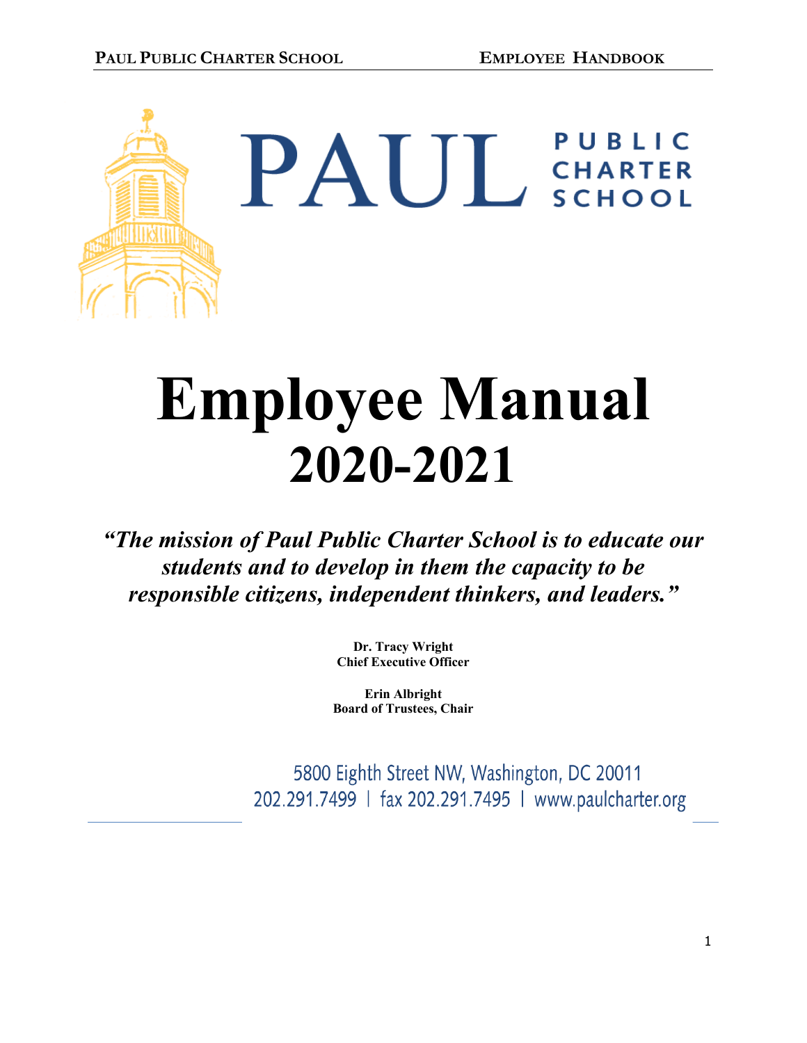# PAUL PUBLIC CHARTER SCHOOL

# Employee Manual
## 2020-2021

***"The mission of Paul Public Charter School is to educate our students and to develop in them the capacity to be responsible citizens, independent thinkers, and leaders."***

**Dr. Tracy Wright**
**Chief Executive Officer**

**Erin Albright**
**Board of Trustees, Chair**

5800 Eighth Street NW, Washington, DC 20011
202.291.7499 | fax 202.291.7495 | www.paulcharter.org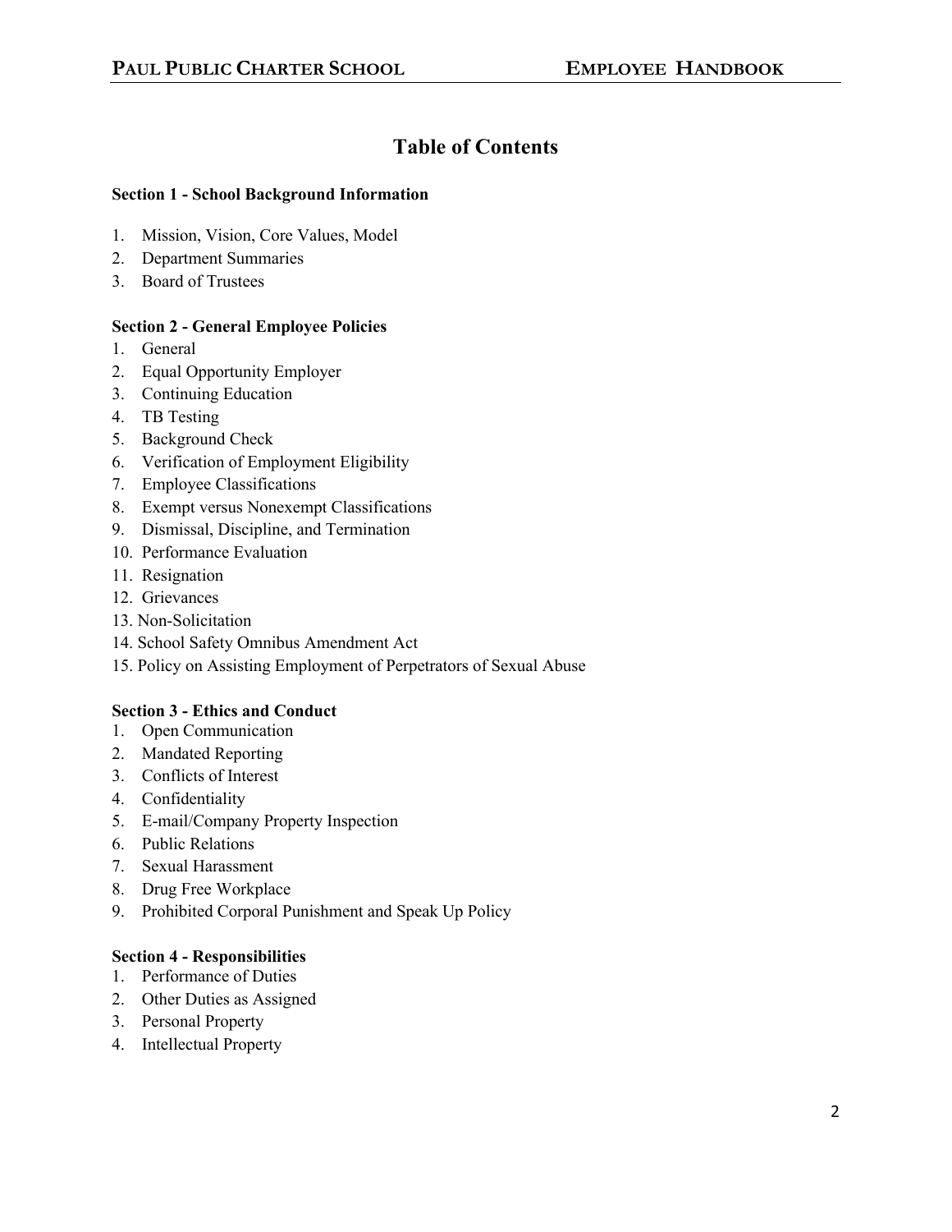# Table of Contents

**Section 1 - School Background Information**

1. Mission, Vision, Core Values, Model
2. Department Summaries
3. Board of Trustees

**Section 2 - General Employee Policies**

1. General
2. Equal Opportunity Employer
3. Continuing Education
4. TB Testing
5. Background Check
6. Verification of Employment Eligibility
7. Employee Classifications
8. Exempt versus Nonexempt Classifications
9. Dismissal, Discipline, and Termination
10. Performance Evaluation
11. Resignation
12. Grievances
13. Non-Solicitation
14. School Safety Omnibus Amendment Act
15. Policy on Assisting Employment of Perpetrators of Sexual Abuse

**Section 3 - Ethics and Conduct**

1. Open Communication
2. Mandated Reporting
3. Conflicts of Interest
4. Confidentiality
5. E-mail/Company Property Inspection
6. Public Relations
7. Sexual Harassment
8. Drug Free Workplace
9. Prohibited Corporal Punishment and Speak Up Policy

**Section 4 - Responsibilities**

1. Performance of Duties
2. Other Duties as Assigned
3. Personal Property
4. Intellectual Property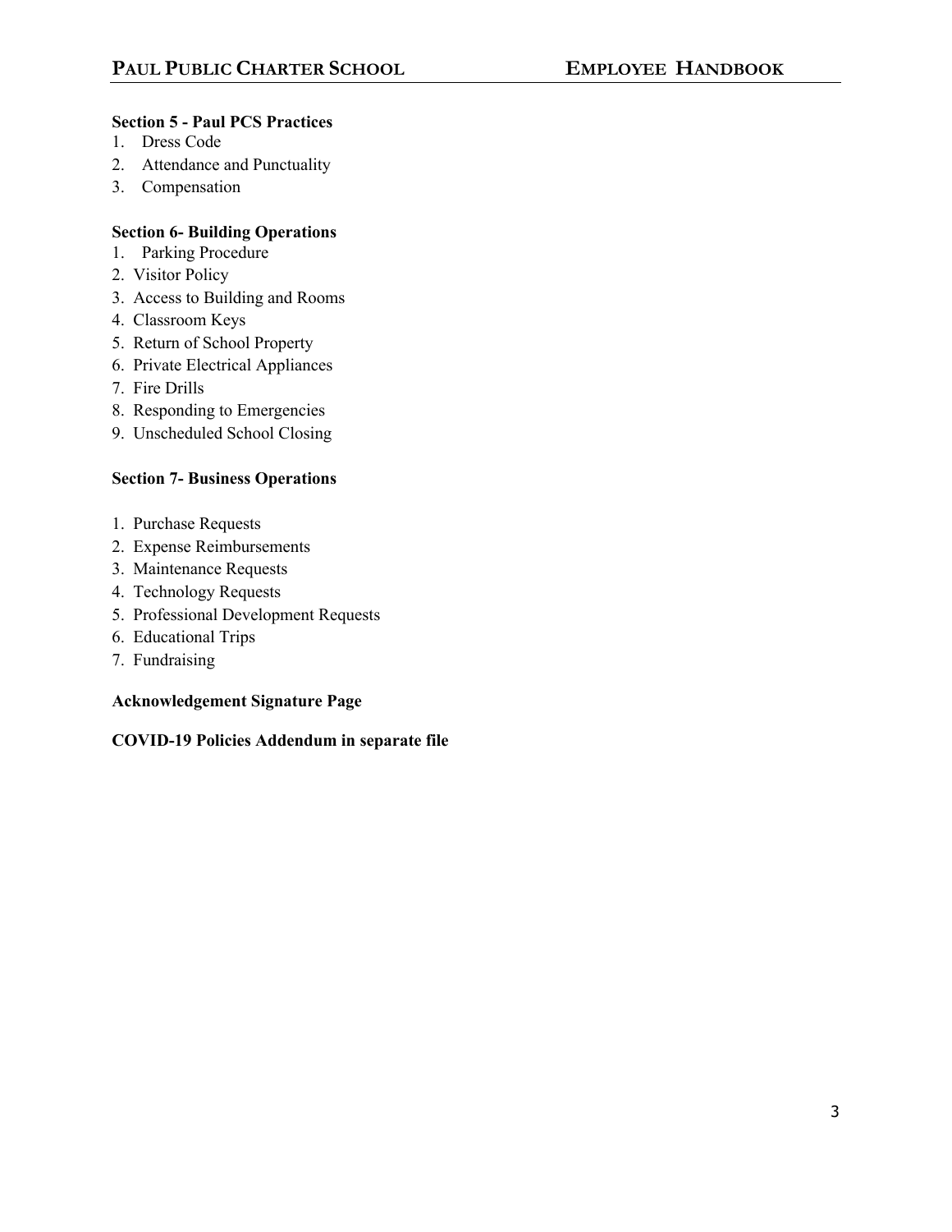**Section 5 - Paul PCS Practices**

1. Dress Code
2. Attendance and Punctuality
3. Compensation

**Section 6- Building Operations**

1. Parking Procedure
2. Visitor Policy
3. Access to Building and Rooms
4. Classroom Keys
5. Return of School Property
6. Private Electrical Appliances
7. Fire Drills
8. Responding to Emergencies
9. Unscheduled School Closing

**Section 7- Business Operations**

1. Purchase Requests
2. Expense Reimbursements
3. Maintenance Requests
4. Technology Requests
5. Professional Development Requests
6. Educational Trips
7. Fundraising

**Acknowledgement Signature Page**

**COVID-19 Policies Addendum in separate file**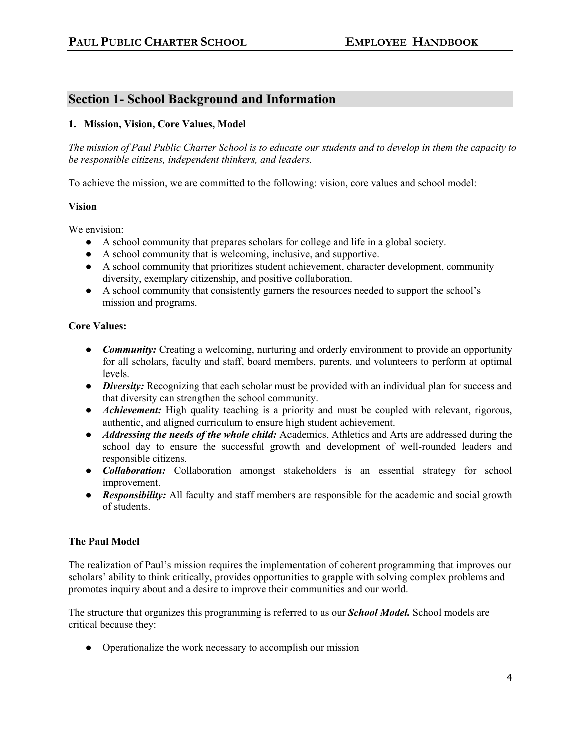## Section 1- School Background and Information

### 1. Mission, Vision, Core Values, Model

*The mission of Paul Public Charter School is to educate our students and to develop in them the capacity to be responsible citizens, independent thinkers, and leaders.*

To achieve the mission, we are committed to the following: vision, core values and school model:

**Vision**

We envision:

- A school community that prepares scholars for college and life in a global society.
- A school community that is welcoming, inclusive, and supportive.
- A school community that prioritizes student achievement, character development, community diversity, exemplary citizenship, and positive collaboration.
- A school community that consistently garners the resources needed to support the school's mission and programs.

**Core Values:**

- ***Community:*** Creating a welcoming, nurturing and orderly environment to provide an opportunity for all scholars, faculty and staff, board members, parents, and volunteers to perform at optimal levels.
- ***Diversity:*** Recognizing that each scholar must be provided with an individual plan for success and that diversity can strengthen the school community.
- ***Achievement:*** High quality teaching is a priority and must be coupled with relevant, rigorous, authentic, and aligned curriculum to ensure high student achievement.
- ***Addressing the needs of the whole child:*** Academics, Athletics and Arts are addressed during the school day to ensure the successful growth and development of well-rounded leaders and responsible citizens.
- ***Collaboration:*** Collaboration amongst stakeholders is an essential strategy for school improvement.
- ***Responsibility:*** All faculty and staff members are responsible for the academic and social growth of students.

**The Paul Model**

The realization of Paul's mission requires the implementation of coherent programming that improves our scholars' ability to think critically, provides opportunities to grapple with solving complex problems and promotes inquiry about and a desire to improve their communities and our world.

The structure that organizes this programming is referred to as our ***School Model.*** School models are critical because they:

- Operationalize the work necessary to accomplish our mission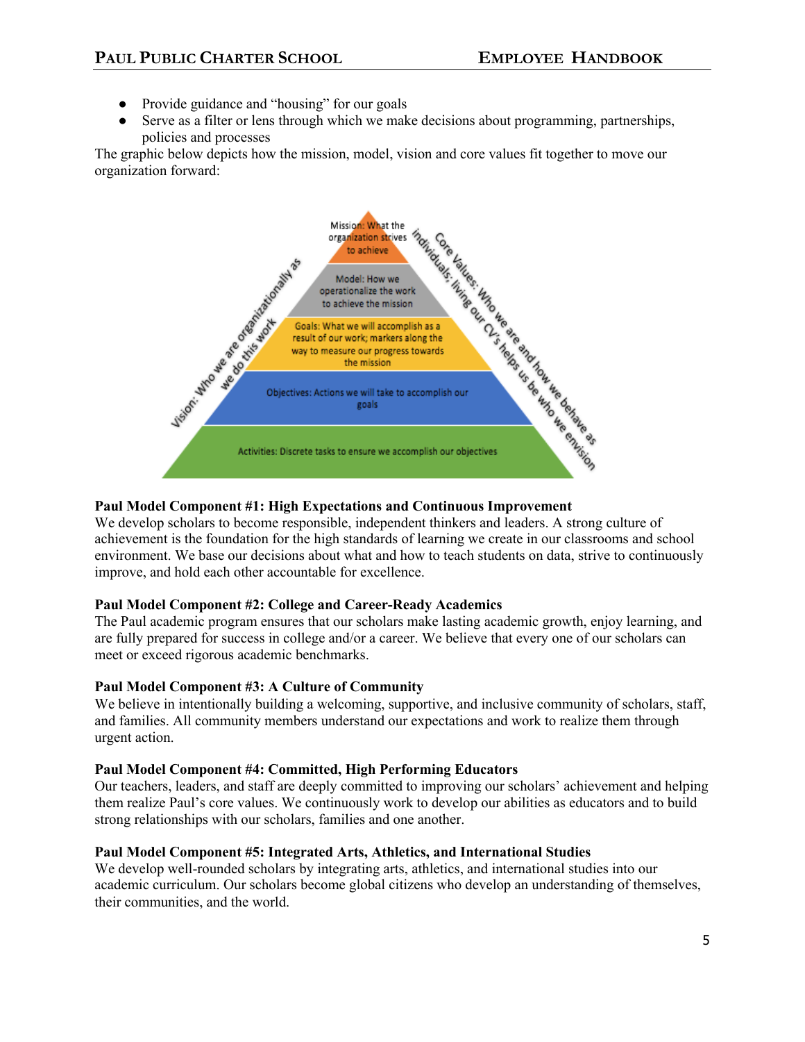- Provide guidance and "housing" for our goals
- Serve as a filter or lens through which we make decisions about programming, partnerships, policies and processes

The graphic below depicts how the mission, model, vision and core values fit together to move our organization forward:

Mission: What the organization strives to achieve

Model: How we operationalize the work to achieve the mission

Goals: What we will accomplish as a result of our work; markers along the way to measure our progress towards the mission

Objectives: Actions we will take to accomplish our goals

Activities: Discrete tasks to ensure we accomplish our objectives

Vision: Who we are organizationally as we do this work

Core Values: Who we are and how we behave as individuals; living our CV's helps us be who we envision

**Paul Model Component #1: High Expectations and Continuous Improvement**
We develop scholars to become responsible, independent thinkers and leaders. A strong culture of achievement is the foundation for the high standards of learning we create in our classrooms and school environment. We base our decisions about what and how to teach students on data, strive to continuously improve, and hold each other accountable for excellence.

**Paul Model Component #2: College and Career-Ready Academics**
The Paul academic program ensures that our scholars make lasting academic growth, enjoy learning, and are fully prepared for success in college and/or a career. We believe that every one of our scholars can meet or exceed rigorous academic benchmarks.

**Paul Model Component #3: A Culture of Community**
We believe in intentionally building a welcoming, supportive, and inclusive community of scholars, staff, and families. All community members understand our expectations and work to realize them through urgent action.

**Paul Model Component #4: Committed, High Performing Educators**
Our teachers, leaders, and staff are deeply committed to improving our scholars' achievement and helping them realize Paul's core values. We continuously work to develop our abilities as educators and to build strong relationships with our scholars, families and one another.

**Paul Model Component #5: Integrated Arts, Athletics, and International Studies**
We develop well-rounded scholars by integrating arts, athletics, and international studies into our academic curriculum. Our scholars become global citizens who develop an understanding of themselves, their communities, and the world.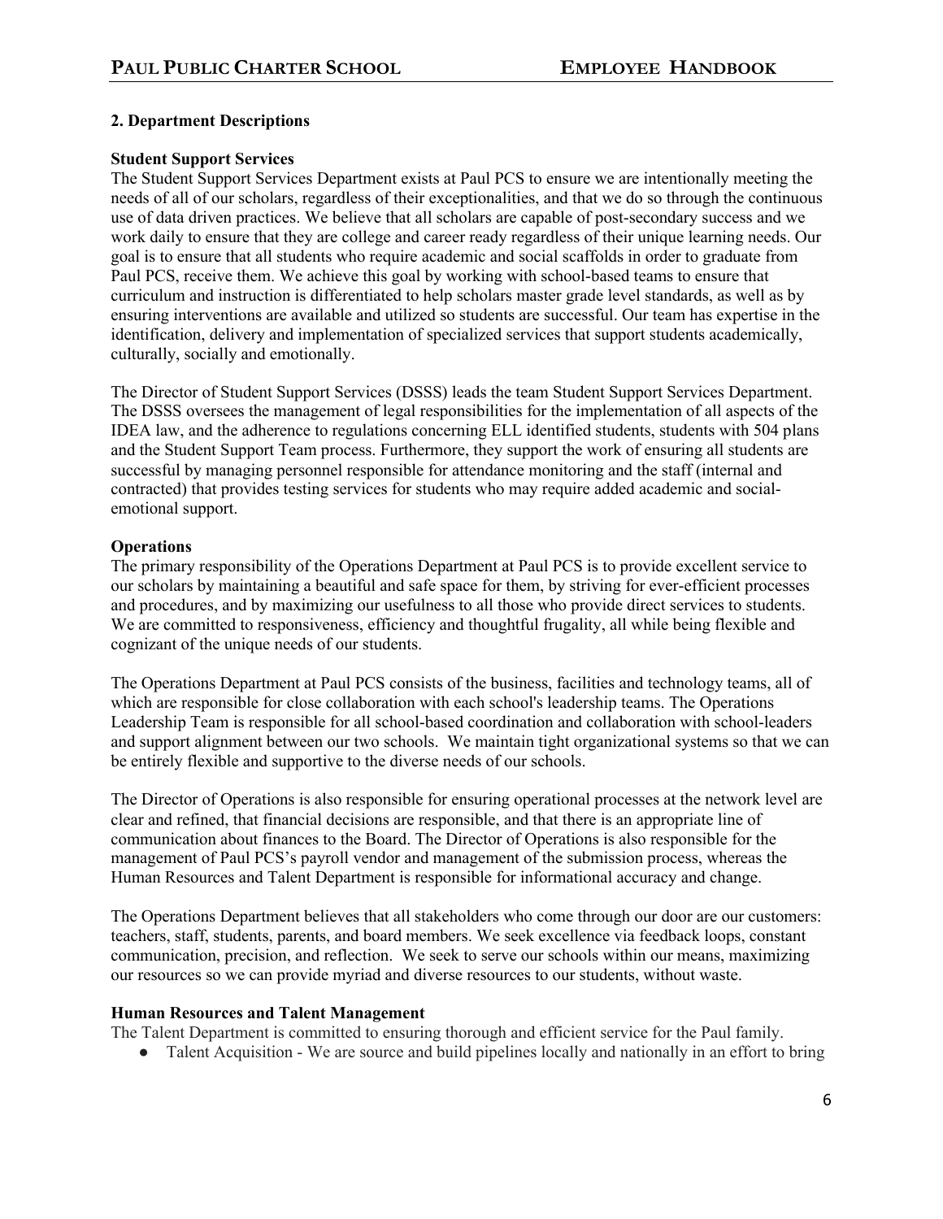## 2. Department Descriptions

### Student Support Services

The Student Support Services Department exists at Paul PCS to ensure we are intentionally meeting the needs of all of our scholars, regardless of their exceptionalities, and that we do so through the continuous use of data driven practices. We believe that all scholars are capable of post-secondary success and we work daily to ensure that they are college and career ready regardless of their unique learning needs. Our goal is to ensure that all students who require academic and social scaffolds in order to graduate from Paul PCS, receive them. We achieve this goal by working with school-based teams to ensure that curriculum and instruction is differentiated to help scholars master grade level standards, as well as by ensuring interventions are available and utilized so students are successful. Our team has expertise in the identification, delivery and implementation of specialized services that support students academically, culturally, socially and emotionally.

The Director of Student Support Services (DSSS) leads the team Student Support Services Department. The DSSS oversees the management of legal responsibilities for the implementation of all aspects of the IDEA law, and the adherence to regulations concerning ELL identified students, students with 504 plans and the Student Support Team process. Furthermore, they support the work of ensuring all students are successful by managing personnel responsible for attendance monitoring and the staff (internal and contracted) that provides testing services for students who may require added academic and social-emotional support.

### Operations

The primary responsibility of the Operations Department at Paul PCS is to provide excellent service to our scholars by maintaining a beautiful and safe space for them, by striving for ever-efficient processes and procedures, and by maximizing our usefulness to all those who provide direct services to students. We are committed to responsiveness, efficiency and thoughtful frugality, all while being flexible and cognizant of the unique needs of our students.

The Operations Department at Paul PCS consists of the business, facilities and technology teams, all of which are responsible for close collaboration with each school's leadership teams. The Operations Leadership Team is responsible for all school-based coordination and collaboration with school-leaders and support alignment between our two schools. We maintain tight organizational systems so that we can be entirely flexible and supportive to the diverse needs of our schools.

The Director of Operations is also responsible for ensuring operational processes at the network level are clear and refined, that financial decisions are responsible, and that there is an appropriate line of communication about finances to the Board. The Director of Operations is also responsible for the management of Paul PCS's payroll vendor and management of the submission process, whereas the Human Resources and Talent Department is responsible for informational accuracy and change.

The Operations Department believes that all stakeholders who come through our door are our customers: teachers, staff, students, parents, and board members. We seek excellence via feedback loops, constant communication, precision, and reflection. We seek to serve our schools within our means, maximizing our resources so we can provide myriad and diverse resources to our students, without waste.

### Human Resources and Talent Management

The Talent Department is committed to ensuring thorough and efficient service for the Paul family.

- Talent Acquisition - We are source and build pipelines locally and nationally in an effort to bring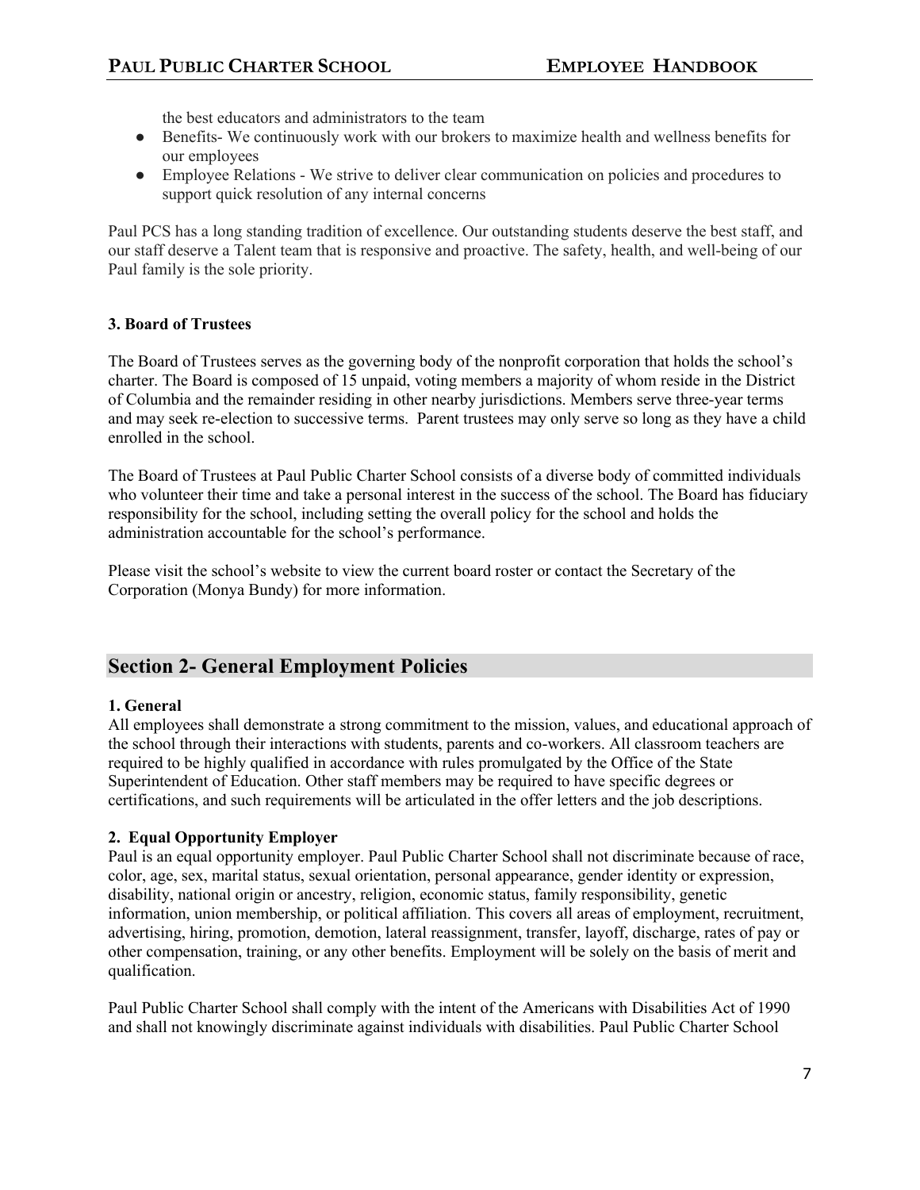the best educators and administrators to the team

- Benefits- We continuously work with our brokers to maximize health and wellness benefits for our employees
- Employee Relations - We strive to deliver clear communication on policies and procedures to support quick resolution of any internal concerns

Paul PCS has a long standing tradition of excellence. Our outstanding students deserve the best staff, and our staff deserve a Talent team that is responsive and proactive. The safety, health, and well-being of our Paul family is the sole priority.

### 3. Board of Trustees

The Board of Trustees serves as the governing body of the nonprofit corporation that holds the school's charter. The Board is composed of 15 unpaid, voting members a majority of whom reside in the District of Columbia and the remainder residing in other nearby jurisdictions. Members serve three-year terms and may seek re-election to successive terms. Parent trustees may only serve so long as they have a child enrolled in the school.

The Board of Trustees at Paul Public Charter School consists of a diverse body of committed individuals who volunteer their time and take a personal interest in the success of the school. The Board has fiduciary responsibility for the school, including setting the overall policy for the school and holds the administration accountable for the school's performance.

Please visit the school's website to view the current board roster or contact the Secretary of the Corporation (Monya Bundy) for more information.

## Section 2- General Employment Policies

### 1. General

All employees shall demonstrate a strong commitment to the mission, values, and educational approach of the school through their interactions with students, parents and co-workers. All classroom teachers are required to be highly qualified in accordance with rules promulgated by the Office of the State Superintendent of Education. Other staff members may be required to have specific degrees or certifications, and such requirements will be articulated in the offer letters and the job descriptions.

### 2. Equal Opportunity Employer

Paul is an equal opportunity employer. Paul Public Charter School shall not discriminate because of race, color, age, sex, marital status, sexual orientation, personal appearance, gender identity or expression, disability, national origin or ancestry, religion, economic status, family responsibility, genetic information, union membership, or political affiliation. This covers all areas of employment, recruitment, advertising, hiring, promotion, demotion, lateral reassignment, transfer, layoff, discharge, rates of pay or other compensation, training, or any other benefits. Employment will be solely on the basis of merit and qualification.

Paul Public Charter School shall comply with the intent of the Americans with Disabilities Act of 1990 and shall not knowingly discriminate against individuals with disabilities. Paul Public Charter School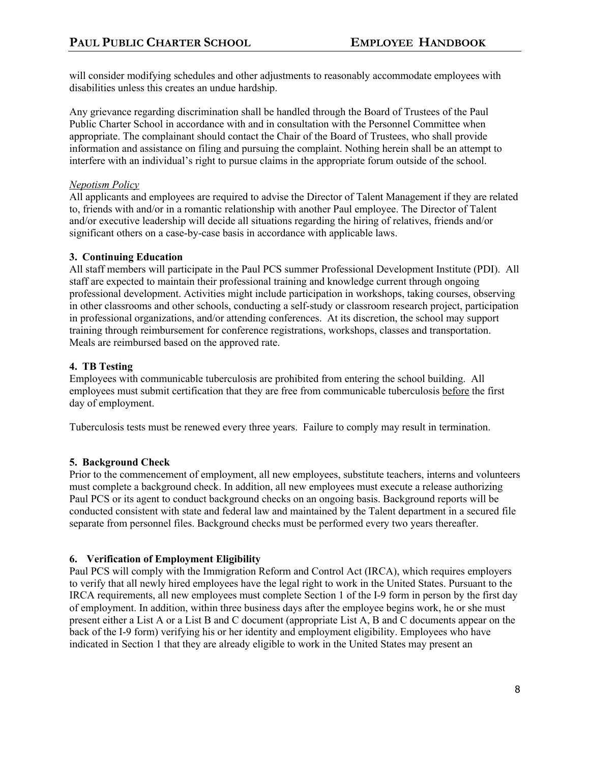will consider modifying schedules and other adjustments to reasonably accommodate employees with disabilities unless this creates an undue hardship.

Any grievance regarding discrimination shall be handled through the Board of Trustees of the Paul Public Charter School in accordance with and in consultation with the Personnel Committee when appropriate. The complainant should contact the Chair of the Board of Trustees, who shall provide information and assistance on filing and pursuing the complaint. Nothing herein shall be an attempt to interfere with an individual's right to pursue claims in the appropriate forum outside of the school.

*Nepotism Policy*

All applicants and employees are required to advise the Director of Talent Management if they are related to, friends with and/or in a romantic relationship with another Paul employee. The Director of Talent and/or executive leadership will decide all situations regarding the hiring of relatives, friends and/or significant others on a case-by-case basis in accordance with applicable laws.

**3. Continuing Education**

All staff members will participate in the Paul PCS summer Professional Development Institute (PDI). All staff are expected to maintain their professional training and knowledge current through ongoing professional development. Activities might include participation in workshops, taking courses, observing in other classrooms and other schools, conducting a self-study or classroom research project, participation in professional organizations, and/or attending conferences. At its discretion, the school may support training through reimbursement for conference registrations, workshops, classes and transportation. Meals are reimbursed based on the approved rate.

**4. TB Testing**

Employees with communicable tuberculosis are prohibited from entering the school building. All employees must submit certification that they are free from communicable tuberculosis <u>before</u> the first day of employment.

Tuberculosis tests must be renewed every three years. Failure to comply may result in termination.

**5. Background Check**

Prior to the commencement of employment, all new employees, substitute teachers, interns and volunteers must complete a background check. In addition, all new employees must execute a release authorizing Paul PCS or its agent to conduct background checks on an ongoing basis. Background reports will be conducted consistent with state and federal law and maintained by the Talent department in a secured file separate from personnel files. Background checks must be performed every two years thereafter.

**6. Verification of Employment Eligibility**

Paul PCS will comply with the Immigration Reform and Control Act (IRCA), which requires employers to verify that all newly hired employees have the legal right to work in the United States. Pursuant to the IRCA requirements, all new employees must complete Section 1 of the I-9 form in person by the first day of employment. In addition, within three business days after the employee begins work, he or she must present either a List A or a List B and C document (appropriate List A, B and C documents appear on the back of the I-9 form) verifying his or her identity and employment eligibility. Employees who have indicated in Section 1 that they are already eligible to work in the United States may present an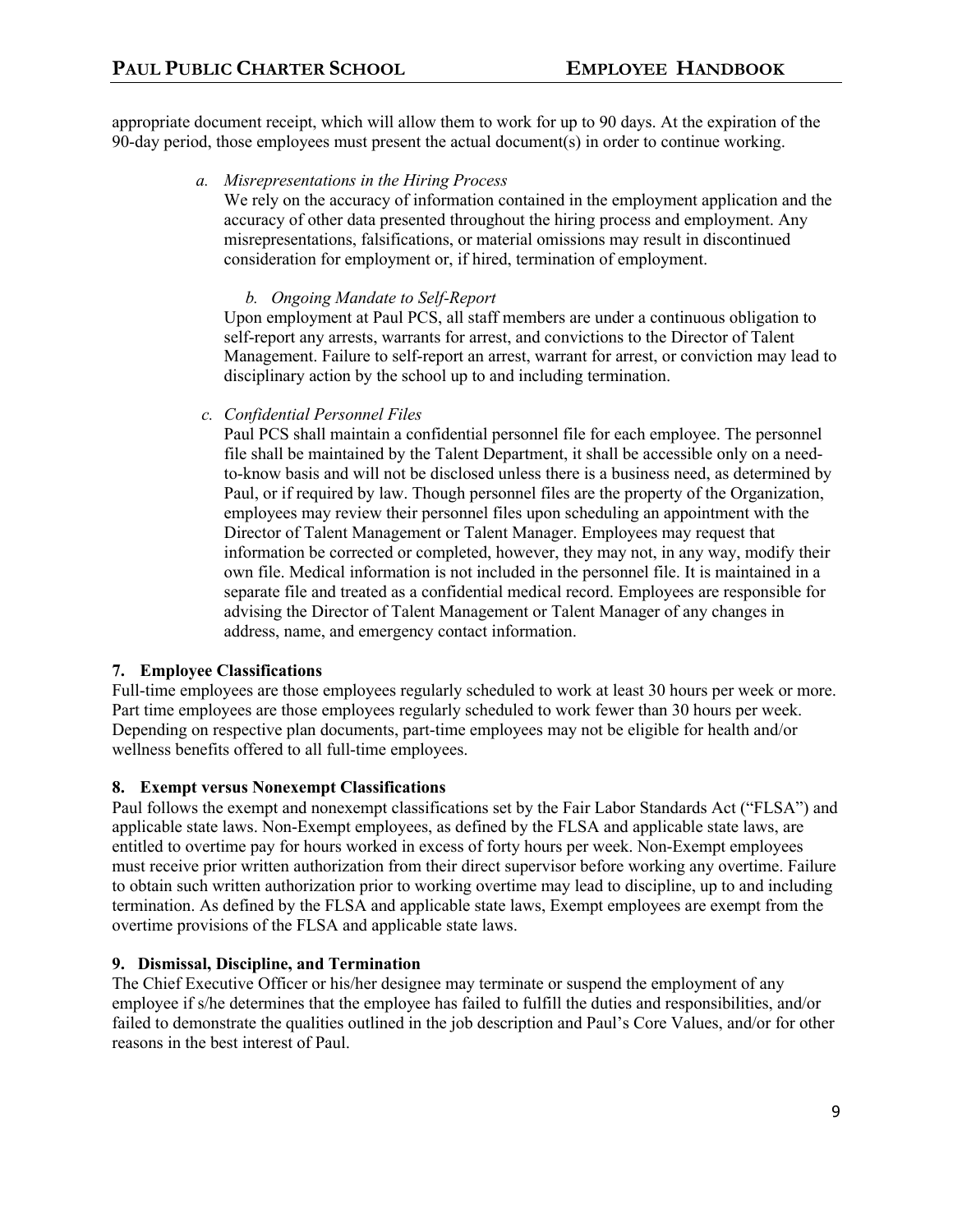appropriate document receipt, which will allow them to work for up to 90 days. At the expiration of the 90-day period, those employees must present the actual document(s) in order to continue working.

*a. Misrepresentations in the Hiring Process*

We rely on the accuracy of information contained in the employment application and the accuracy of other data presented throughout the hiring process and employment. Any misrepresentations, falsifications, or material omissions may result in discontinued consideration for employment or, if hired, termination of employment.

*b. Ongoing Mandate to Self-Report*

Upon employment at Paul PCS, all staff members are under a continuous obligation to self-report any arrests, warrants for arrest, and convictions to the Director of Talent Management. Failure to self-report an arrest, warrant for arrest, or conviction may lead to disciplinary action by the school up to and including termination.

*c. Confidential Personnel Files*

Paul PCS shall maintain a confidential personnel file for each employee. The personnel file shall be maintained by the Talent Department, it shall be accessible only on a need-to-know basis and will not be disclosed unless there is a business need, as determined by Paul, or if required by law. Though personnel files are the property of the Organization, employees may review their personnel files upon scheduling an appointment with the Director of Talent Management or Talent Manager. Employees may request that information be corrected or completed, however, they may not, in any way, modify their own file. Medical information is not included in the personnel file. It is maintained in a separate file and treated as a confidential medical record. Employees are responsible for advising the Director of Talent Management or Talent Manager of any changes in address, name, and emergency contact information.

**7. Employee Classifications**

Full-time employees are those employees regularly scheduled to work at least 30 hours per week or more. Part time employees are those employees regularly scheduled to work fewer than 30 hours per week. Depending on respective plan documents, part-time employees may not be eligible for health and/or wellness benefits offered to all full-time employees.

**8. Exempt versus Nonexempt Classifications**

Paul follows the exempt and nonexempt classifications set by the Fair Labor Standards Act ("FLSA") and applicable state laws. Non-Exempt employees, as defined by the FLSA and applicable state laws, are entitled to overtime pay for hours worked in excess of forty hours per week. Non-Exempt employees must receive prior written authorization from their direct supervisor before working any overtime. Failure to obtain such written authorization prior to working overtime may lead to discipline, up to and including termination. As defined by the FLSA and applicable state laws, Exempt employees are exempt from the overtime provisions of the FLSA and applicable state laws.

**9. Dismissal, Discipline, and Termination**

The Chief Executive Officer or his/her designee may terminate or suspend the employment of any employee if s/he determines that the employee has failed to fulfill the duties and responsibilities, and/or failed to demonstrate the qualities outlined in the job description and Paul's Core Values, and/or for other reasons in the best interest of Paul.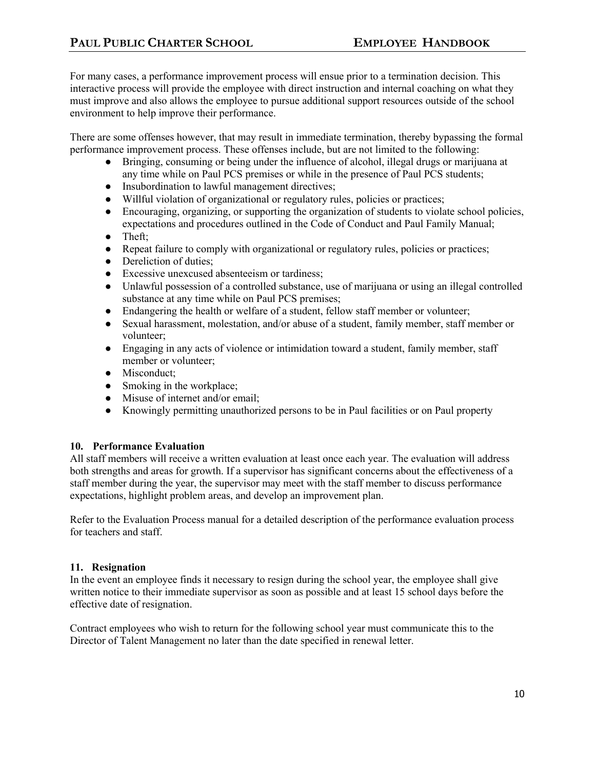For many cases, a performance improvement process will ensue prior to a termination decision. This interactive process will provide the employee with direct instruction and internal coaching on what they must improve and also allows the employee to pursue additional support resources outside of the school environment to help improve their performance.

There are some offenses however, that may result in immediate termination, thereby bypassing the formal performance improvement process. These offenses include, but are not limited to the following:

- Bringing, consuming or being under the influence of alcohol, illegal drugs or marijuana at any time while on Paul PCS premises or while in the presence of Paul PCS students;
- Insubordination to lawful management directives;
- Willful violation of organizational or regulatory rules, policies or practices;
- Encouraging, organizing, or supporting the organization of students to violate school policies, expectations and procedures outlined in the Code of Conduct and Paul Family Manual;
- Theft;
- Repeat failure to comply with organizational or regulatory rules, policies or practices;
- Dereliction of duties;
- Excessive unexcused absenteeism or tardiness;
- Unlawful possession of a controlled substance, use of marijuana or using an illegal controlled substance at any time while on Paul PCS premises;
- Endangering the health or welfare of a student, fellow staff member or volunteer;
- Sexual harassment, molestation, and/or abuse of a student, family member, staff member or volunteer;
- Engaging in any acts of violence or intimidation toward a student, family member, staff member or volunteer;
- Misconduct;
- Smoking in the workplace;
- Misuse of internet and/or email;
- Knowingly permitting unauthorized persons to be in Paul facilities or on Paul property

### 10. Performance Evaluation

All staff members will receive a written evaluation at least once each year. The evaluation will address both strengths and areas for growth. If a supervisor has significant concerns about the effectiveness of a staff member during the year, the supervisor may meet with the staff member to discuss performance expectations, highlight problem areas, and develop an improvement plan.

Refer to the Evaluation Process manual for a detailed description of the performance evaluation process for teachers and staff.

### 11. Resignation

In the event an employee finds it necessary to resign during the school year, the employee shall give written notice to their immediate supervisor as soon as possible and at least 15 school days before the effective date of resignation.

Contract employees who wish to return for the following school year must communicate this to the Director of Talent Management no later than the date specified in renewal letter.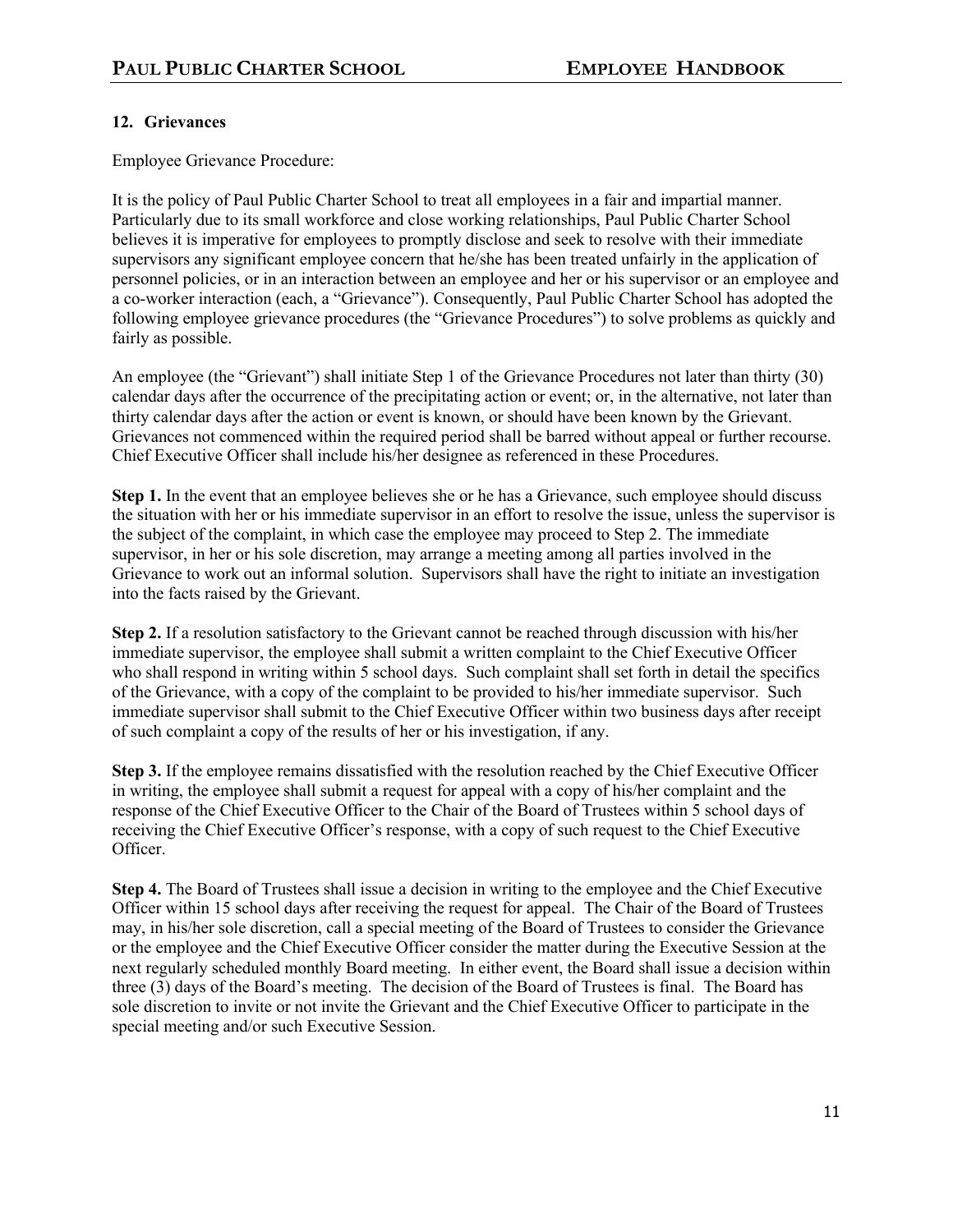## 12. Grievances

Employee Grievance Procedure:

It is the policy of Paul Public Charter School to treat all employees in a fair and impartial manner. Particularly due to its small workforce and close working relationships, Paul Public Charter School believes it is imperative for employees to promptly disclose and seek to resolve with their immediate supervisors any significant employee concern that he/she has been treated unfairly in the application of personnel policies, or in an interaction between an employee and her or his supervisor or an employee and a co-worker interaction (each, a "Grievance"). Consequently, Paul Public Charter School has adopted the following employee grievance procedures (the "Grievance Procedures") to solve problems as quickly and fairly as possible.

An employee (the "Grievant") shall initiate Step 1 of the Grievance Procedures not later than thirty (30) calendar days after the occurrence of the precipitating action or event; or, in the alternative, not later than thirty calendar days after the action or event is known, or should have been known by the Grievant. Grievances not commenced within the required period shall be barred without appeal or further recourse. Chief Executive Officer shall include his/her designee as referenced in these Procedures.

**Step 1.** In the event that an employee believes she or he has a Grievance, such employee should discuss the situation with her or his immediate supervisor in an effort to resolve the issue, unless the supervisor is the subject of the complaint, in which case the employee may proceed to Step 2. The immediate supervisor, in her or his sole discretion, may arrange a meeting among all parties involved in the Grievance to work out an informal solution. Supervisors shall have the right to initiate an investigation into the facts raised by the Grievant.

**Step 2.** If a resolution satisfactory to the Grievant cannot be reached through discussion with his/her immediate supervisor, the employee shall submit a written complaint to the Chief Executive Officer who shall respond in writing within 5 school days. Such complaint shall set forth in detail the specifics of the Grievance, with a copy of the complaint to be provided to his/her immediate supervisor. Such immediate supervisor shall submit to the Chief Executive Officer within two business days after receipt of such complaint a copy of the results of her or his investigation, if any.

**Step 3.** If the employee remains dissatisfied with the resolution reached by the Chief Executive Officer in writing, the employee shall submit a request for appeal with a copy of his/her complaint and the response of the Chief Executive Officer to the Chair of the Board of Trustees within 5 school days of receiving the Chief Executive Officer's response, with a copy of such request to the Chief Executive Officer.

**Step 4.** The Board of Trustees shall issue a decision in writing to the employee and the Chief Executive Officer within 15 school days after receiving the request for appeal. The Chair of the Board of Trustees may, in his/her sole discretion, call a special meeting of the Board of Trustees to consider the Grievance or the employee and the Chief Executive Officer consider the matter during the Executive Session at the next regularly scheduled monthly Board meeting. In either event, the Board shall issue a decision within three (3) days of the Board's meeting. The decision of the Board of Trustees is final. The Board has sole discretion to invite or not invite the Grievant and the Chief Executive Officer to participate in the special meeting and/or such Executive Session.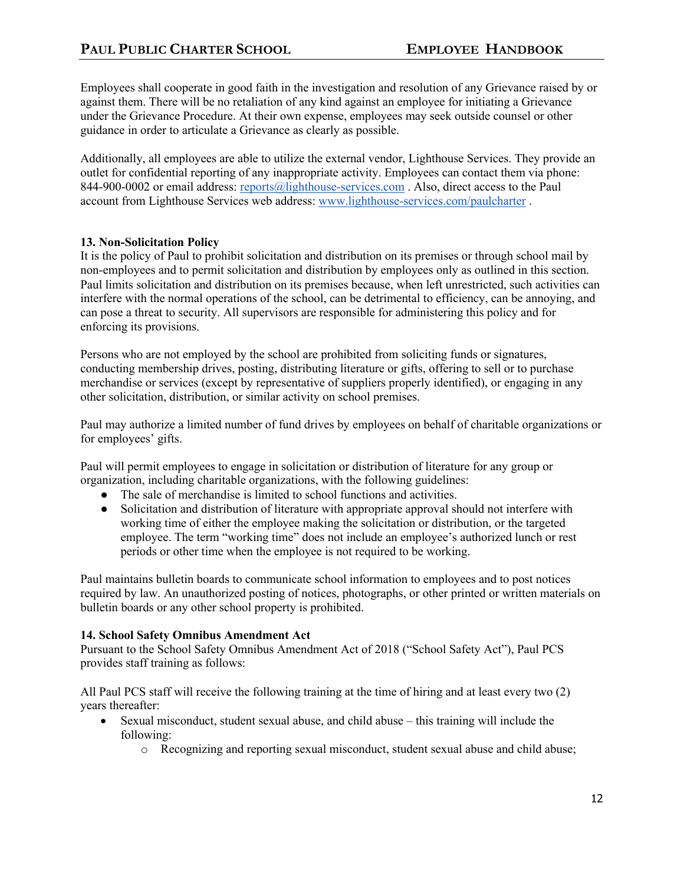Employees shall cooperate in good faith in the investigation and resolution of any Grievance raised by or against them. There will be no retaliation of any kind against an employee for initiating a Grievance under the Grievance Procedure. At their own expense, employees may seek outside counsel or other guidance in order to articulate a Grievance as clearly as possible.

Additionally, all employees are able to utilize the external vendor, Lighthouse Services. They provide an outlet for confidential reporting of any inappropriate activity. Employees can contact them via phone: 844-900-0002 or email address: [reports@lighthouse-services.com](mailto:reports@lighthouse-services.com) . Also, direct access to the Paul account from Lighthouse Services web address: [www.lighthouse-services.com/paulcharter](http://www.lighthouse-services.com/paulcharter) .

**13. Non-Solicitation Policy**

It is the policy of Paul to prohibit solicitation and distribution on its premises or through school mail by non-employees and to permit solicitation and distribution by employees only as outlined in this section. Paul limits solicitation and distribution on its premises because, when left unrestricted, such activities can interfere with the normal operations of the school, can be detrimental to efficiency, can be annoying, and can pose a threat to security. All supervisors are responsible for administering this policy and for enforcing its provisions.

Persons who are not employed by the school are prohibited from soliciting funds or signatures, conducting membership drives, posting, distributing literature or gifts, offering to sell or to purchase merchandise or services (except by representative of suppliers properly identified), or engaging in any other solicitation, distribution, or similar activity on school premises.

Paul may authorize a limited number of fund drives by employees on behalf of charitable organizations or for employees' gifts.

Paul will permit employees to engage in solicitation or distribution of literature for any group or organization, including charitable organizations, with the following guidelines:

- The sale of merchandise is limited to school functions and activities.
- Solicitation and distribution of literature with appropriate approval should not interfere with working time of either the employee making the solicitation or distribution, or the targeted employee. The term "working time" does not include an employee's authorized lunch or rest periods or other time when the employee is not required to be working.

Paul maintains bulletin boards to communicate school information to employees and to post notices required by law. An unauthorized posting of notices, photographs, or other printed or written materials on bulletin boards or any other school property is prohibited.

**14. School Safety Omnibus Amendment Act**

Pursuant to the School Safety Omnibus Amendment Act of 2018 ("School Safety Act"), Paul PCS provides staff training as follows:

All Paul PCS staff will receive the following training at the time of hiring and at least every two (2) years thereafter:

- Sexual misconduct, student sexual abuse, and child abuse – this training will include the following:
    - Recognizing and reporting sexual misconduct, student sexual abuse and child abuse;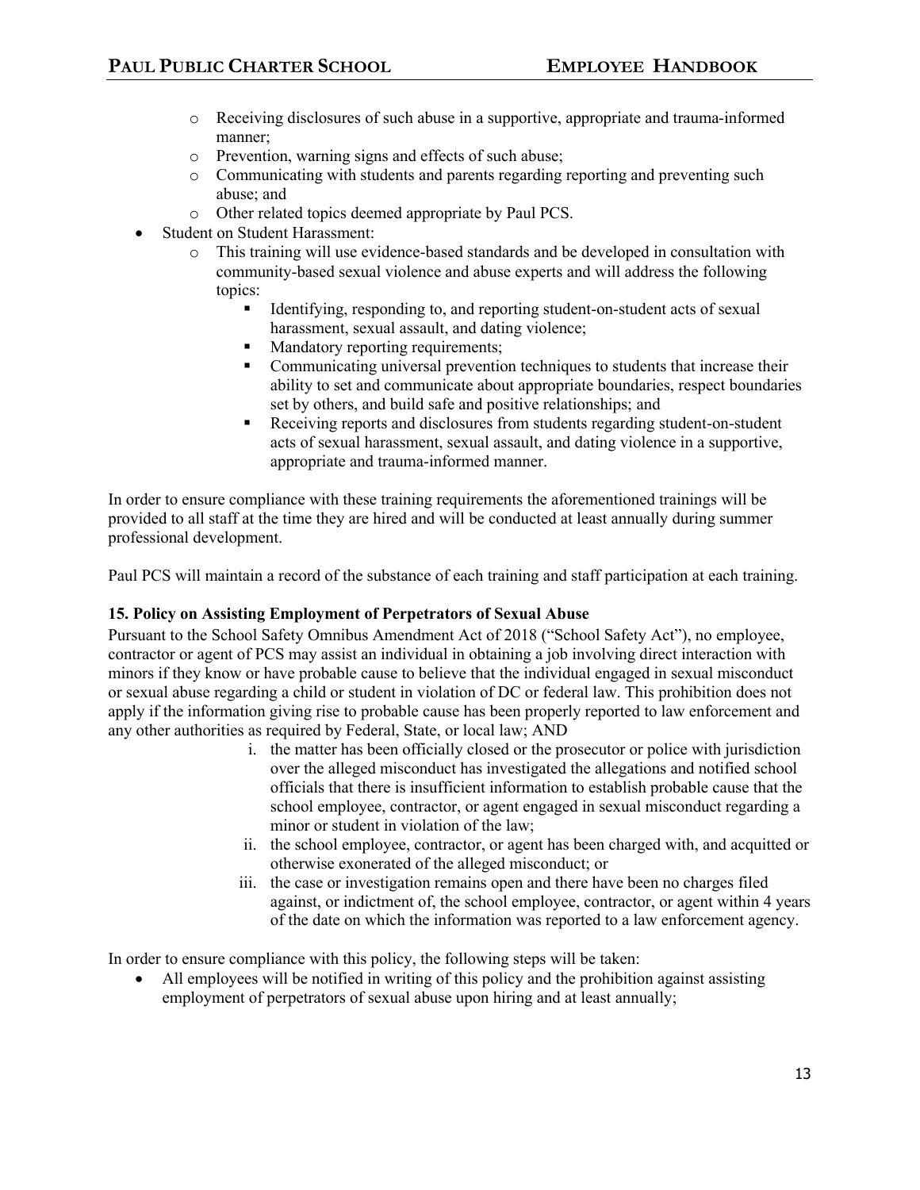- Receiving disclosures of such abuse in a supportive, appropriate and trauma-informed manner;
    - Prevention, warning signs and effects of such abuse;
    - Communicating with students and parents regarding reporting and preventing such abuse; and
    - Other related topics deemed appropriate by Paul PCS.
- Student on Student Harassment:
    - This training will use evidence-based standards and be developed in consultation with community-based sexual violence and abuse experts and will address the following topics:
        - Identifying, responding to, and reporting student-on-student acts of sexual harassment, sexual assault, and dating violence;
        - Mandatory reporting requirements;
        - Communicating universal prevention techniques to students that increase their ability to set and communicate about appropriate boundaries, respect boundaries set by others, and build safe and positive relationships; and
        - Receiving reports and disclosures from students regarding student-on-student acts of sexual harassment, sexual assault, and dating violence in a supportive, appropriate and trauma-informed manner.

In order to ensure compliance with these training requirements the aforementioned trainings will be provided to all staff at the time they are hired and will be conducted at least annually during summer professional development.

Paul PCS will maintain a record of the substance of each training and staff participation at each training.

**15. Policy on Assisting Employment of Perpetrators of Sexual Abuse**

Pursuant to the School Safety Omnibus Amendment Act of 2018 ("School Safety Act"), no employee, contractor or agent of PCS may assist an individual in obtaining a job involving direct interaction with minors if they know or have probable cause to believe that the individual engaged in sexual misconduct or sexual abuse regarding a child or student in violation of DC or federal law. This prohibition does not apply if the information giving rise to probable cause has been properly reported to law enforcement and any other authorities as required by Federal, State, or local law; AND

i. the matter has been officially closed or the prosecutor or police with jurisdiction over the alleged misconduct has investigated the allegations and notified school officials that there is insufficient information to establish probable cause that the school employee, contractor, or agent engaged in sexual misconduct regarding a minor or student in violation of the law;

ii. the school employee, contractor, or agent has been charged with, and acquitted or otherwise exonerated of the alleged misconduct; or

iii. the case or investigation remains open and there have been no charges filed against, or indictment of, the school employee, contractor, or agent within 4 years of the date on which the information was reported to a law enforcement agency.

In order to ensure compliance with this policy, the following steps will be taken:

- All employees will be notified in writing of this policy and the prohibition against assisting employment of perpetrators of sexual abuse upon hiring and at least annually;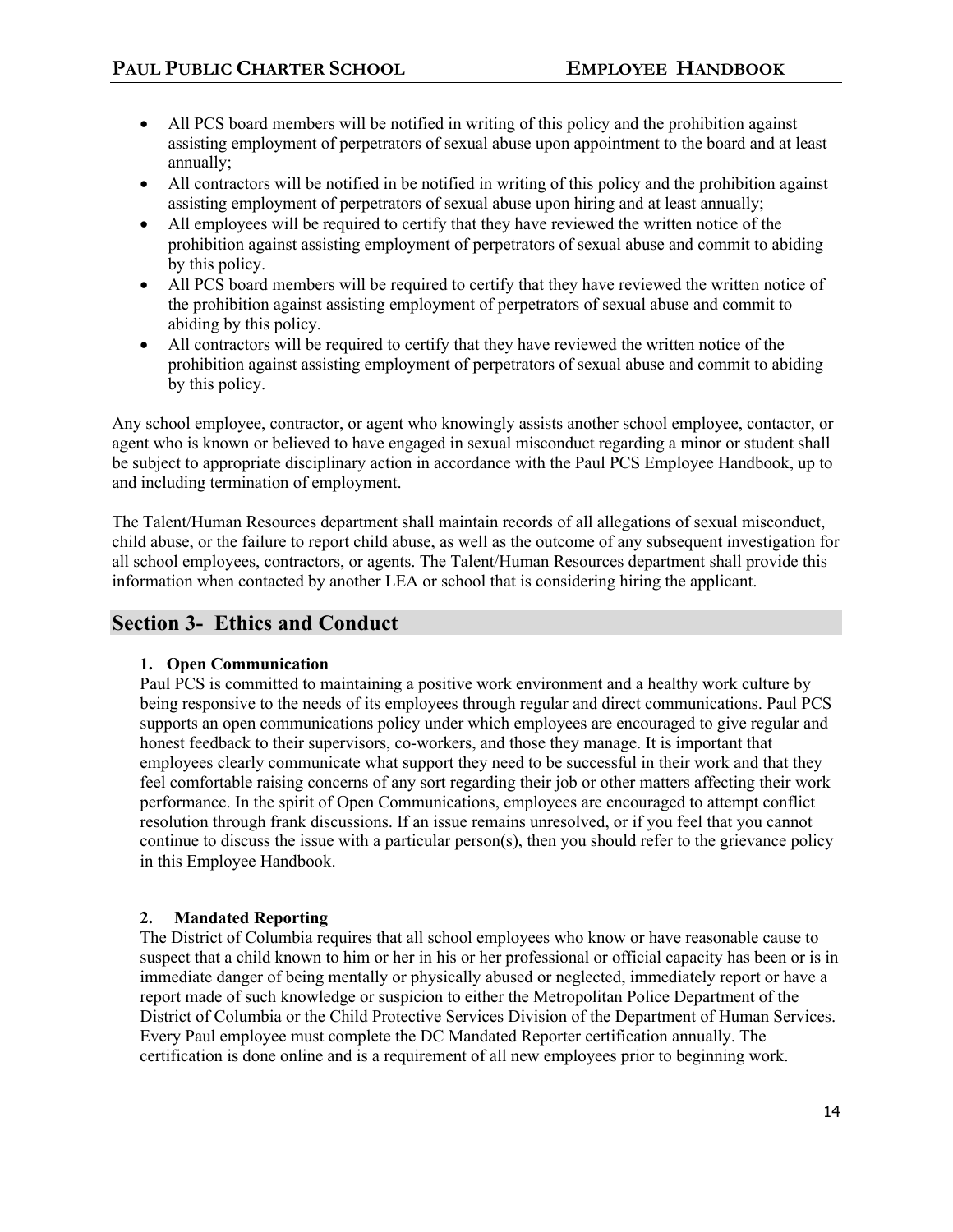- All PCS board members will be notified in writing of this policy and the prohibition against assisting employment of perpetrators of sexual abuse upon appointment to the board and at least annually;
- All contractors will be notified in be notified in writing of this policy and the prohibition against assisting employment of perpetrators of sexual abuse upon hiring and at least annually;
- All employees will be required to certify that they have reviewed the written notice of the prohibition against assisting employment of perpetrators of sexual abuse and commit to abiding by this policy.
- All PCS board members will be required to certify that they have reviewed the written notice of the prohibition against assisting employment of perpetrators of sexual abuse and commit to abiding by this policy.
- All contractors will be required to certify that they have reviewed the written notice of the prohibition against assisting employment of perpetrators of sexual abuse and commit to abiding by this policy.

Any school employee, contractor, or agent who knowingly assists another school employee, contactor, or agent who is known or believed to have engaged in sexual misconduct regarding a minor or student shall be subject to appropriate disciplinary action in accordance with the Paul PCS Employee Handbook, up to and including termination of employment.

The Talent/Human Resources department shall maintain records of all allegations of sexual misconduct, child abuse, or the failure to report child abuse, as well as the outcome of any subsequent investigation for all school employees, contractors, or agents. The Talent/Human Resources department shall provide this information when contacted by another LEA or school that is considering hiring the applicant.

## Section 3- Ethics and Conduct

### 1. Open Communication

Paul PCS is committed to maintaining a positive work environment and a healthy work culture by being responsive to the needs of its employees through regular and direct communications. Paul PCS supports an open communications policy under which employees are encouraged to give regular and honest feedback to their supervisors, co-workers, and those they manage. It is important that employees clearly communicate what support they need to be successful in their work and that they feel comfortable raising concerns of any sort regarding their job or other matters affecting their work performance. In the spirit of Open Communications, employees are encouraged to attempt conflict resolution through frank discussions. If an issue remains unresolved, or if you feel that you cannot continue to discuss the issue with a particular person(s), then you should refer to the grievance policy in this Employee Handbook.

### 2. Mandated Reporting

The District of Columbia requires that all school employees who know or have reasonable cause to suspect that a child known to him or her in his or her professional or official capacity has been or is in immediate danger of being mentally or physically abused or neglected, immediately report or have a report made of such knowledge or suspicion to either the Metropolitan Police Department of the District of Columbia or the Child Protective Services Division of the Department of Human Services. Every Paul employee must complete the DC Mandated Reporter certification annually. The certification is done online and is a requirement of all new employees prior to beginning work.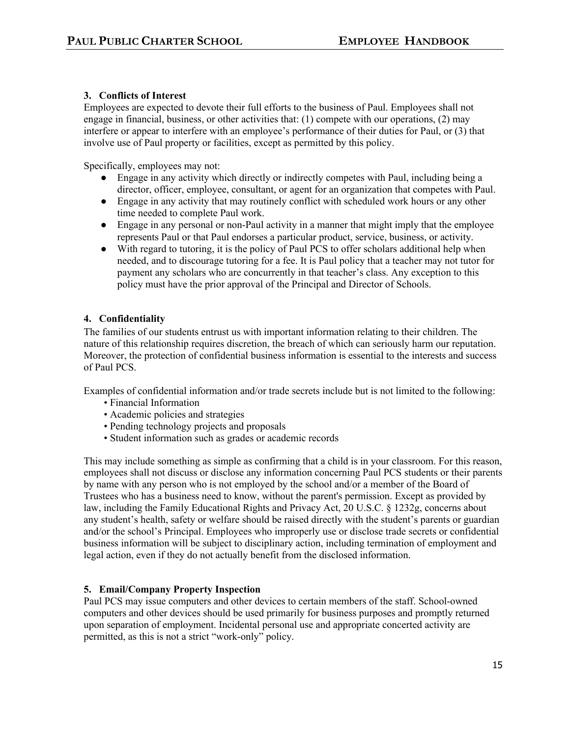### 3. Conflicts of Interest

Employees are expected to devote their full efforts to the business of Paul. Employees shall not engage in financial, business, or other activities that: (1) compete with our operations, (2) may interfere or appear to interfere with an employee's performance of their duties for Paul, or (3) that involve use of Paul property or facilities, except as permitted by this policy.

Specifically, employees may not:

- Engage in any activity which directly or indirectly competes with Paul, including being a director, officer, employee, consultant, or agent for an organization that competes with Paul.
- Engage in any activity that may routinely conflict with scheduled work hours or any other time needed to complete Paul work.
- Engage in any personal or non-Paul activity in a manner that might imply that the employee represents Paul or that Paul endorses a particular product, service, business, or activity.
- With regard to tutoring, it is the policy of Paul PCS to offer scholars additional help when needed, and to discourage tutoring for a fee. It is Paul policy that a teacher may not tutor for payment any scholars who are concurrently in that teacher's class. Any exception to this policy must have the prior approval of the Principal and Director of Schools.

### 4. Confidentiality

The families of our students entrust us with important information relating to their children. The nature of this relationship requires discretion, the breach of which can seriously harm our reputation. Moreover, the protection of confidential business information is essential to the interests and success of Paul PCS.

Examples of confidential information and/or trade secrets include but is not limited to the following:

- Financial Information
- Academic policies and strategies
- Pending technology projects and proposals
- Student information such as grades or academic records

This may include something as simple as confirming that a child is in your classroom. For this reason, employees shall not discuss or disclose any information concerning Paul PCS students or their parents by name with any person who is not employed by the school and/or a member of the Board of Trustees who has a business need to know, without the parent's permission. Except as provided by law, including the Family Educational Rights and Privacy Act, 20 U.S.C. § 1232g, concerns about any student's health, safety or welfare should be raised directly with the student's parents or guardian and/or the school's Principal. Employees who improperly use or disclose trade secrets or confidential business information will be subject to disciplinary action, including termination of employment and legal action, even if they do not actually benefit from the disclosed information.

### 5. Email/Company Property Inspection

Paul PCS may issue computers and other devices to certain members of the staff. School-owned computers and other devices should be used primarily for business purposes and promptly returned upon separation of employment. Incidental personal use and appropriate concerted activity are permitted, as this is not a strict "work-only" policy.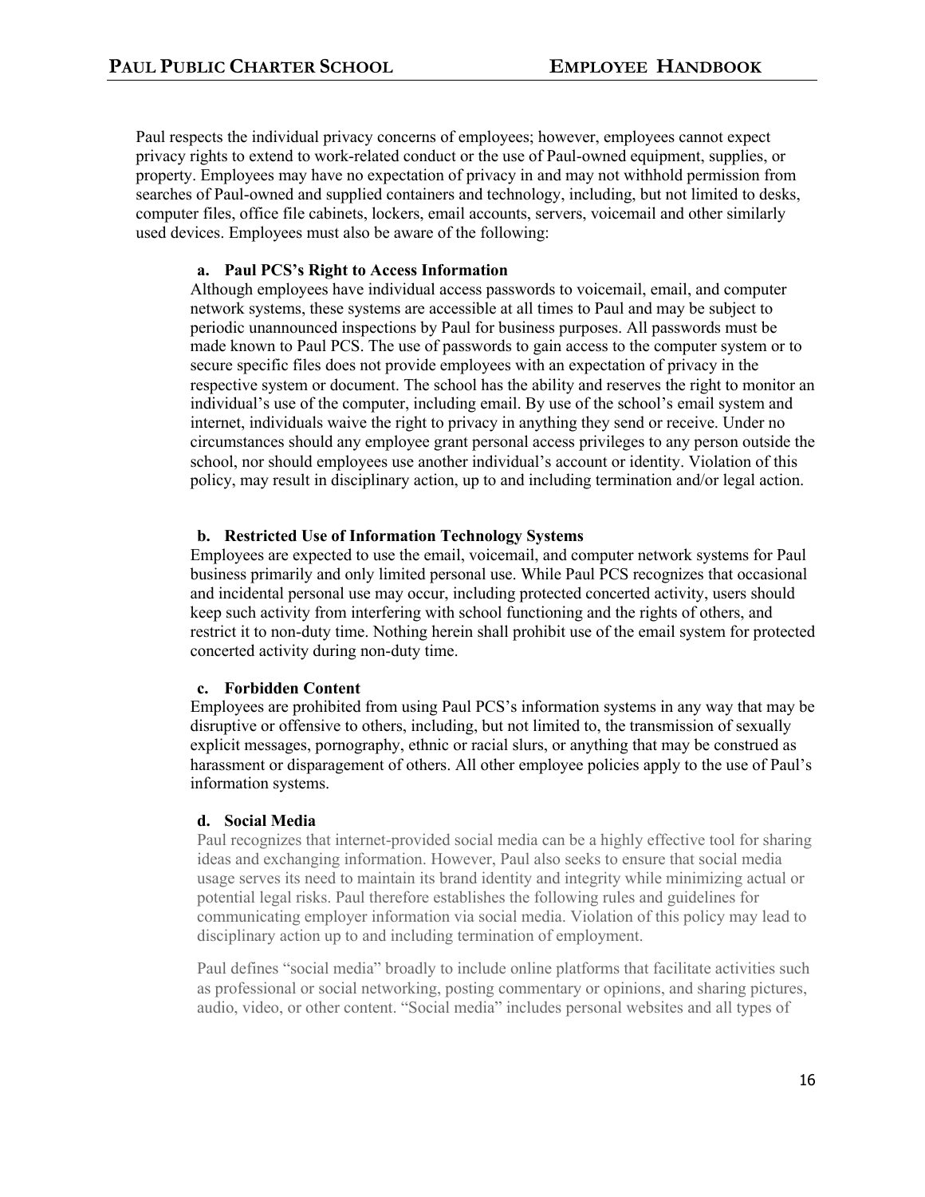Paul respects the individual privacy concerns of employees; however, employees cannot expect privacy rights to extend to work-related conduct or the use of Paul-owned equipment, supplies, or property. Employees may have no expectation of privacy in and may not withhold permission from searches of Paul-owned and supplied containers and technology, including, but not limited to desks, computer files, office file cabinets, lockers, email accounts, servers, voicemail and other similarly used devices. Employees must also be aware of the following:

**a. Paul PCS's Right to Access Information**

Although employees have individual access passwords to voicemail, email, and computer network systems, these systems are accessible at all times to Paul and may be subject to periodic unannounced inspections by Paul for business purposes. All passwords must be made known to Paul PCS. The use of passwords to gain access to the computer system or to secure specific files does not provide employees with an expectation of privacy in the respective system or document. The school has the ability and reserves the right to monitor an individual's use of the computer, including email. By use of the school's email system and internet, individuals waive the right to privacy in anything they send or receive. Under no circumstances should any employee grant personal access privileges to any person outside the school, nor should employees use another individual's account or identity. Violation of this policy, may result in disciplinary action, up to and including termination and/or legal action.

**b. Restricted Use of Information Technology Systems**

Employees are expected to use the email, voicemail, and computer network systems for Paul business primarily and only limited personal use. While Paul PCS recognizes that occasional and incidental personal use may occur, including protected concerted activity, users should keep such activity from interfering with school functioning and the rights of others, and restrict it to non-duty time. Nothing herein shall prohibit use of the email system for protected concerted activity during non-duty time.

**c. Forbidden Content**

Employees are prohibited from using Paul PCS's information systems in any way that may be disruptive or offensive to others, including, but not limited to, the transmission of sexually explicit messages, pornography, ethnic or racial slurs, or anything that may be construed as harassment or disparagement of others. All other employee policies apply to the use of Paul's information systems.

**d. Social Media**

Paul recognizes that internet-provided social media can be a highly effective tool for sharing ideas and exchanging information. However, Paul also seeks to ensure that social media usage serves its need to maintain its brand identity and integrity while minimizing actual or potential legal risks. Paul therefore establishes the following rules and guidelines for communicating employer information via social media. Violation of this policy may lead to disciplinary action up to and including termination of employment.

Paul defines "social media" broadly to include online platforms that facilitate activities such as professional or social networking, posting commentary or opinions, and sharing pictures, audio, video, or other content. "Social media" includes personal websites and all types of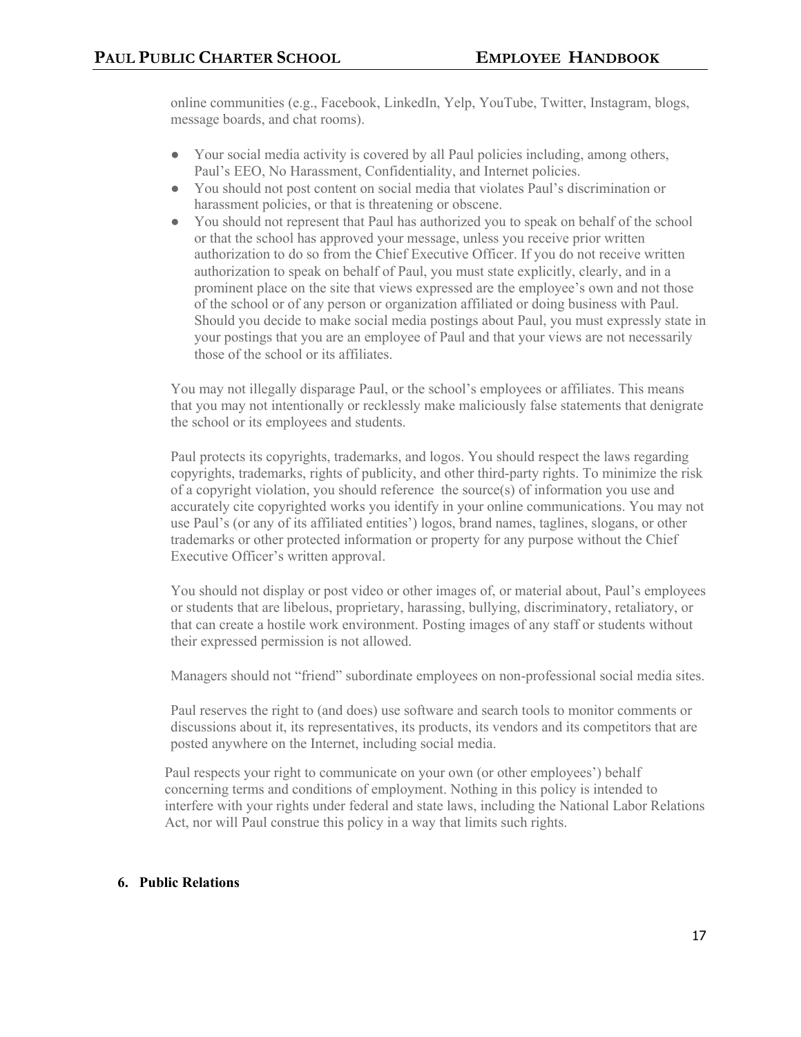online communities (e.g., Facebook, LinkedIn, Yelp, YouTube, Twitter, Instagram, blogs, message boards, and chat rooms).

- Your social media activity is covered by all Paul policies including, among others, Paul's EEO, No Harassment, Confidentiality, and Internet policies.
- You should not post content on social media that violates Paul's discrimination or harassment policies, or that is threatening or obscene.
- You should not represent that Paul has authorized you to speak on behalf of the school or that the school has approved your message, unless you receive prior written authorization to do so from the Chief Executive Officer. If you do not receive written authorization to speak on behalf of Paul, you must state explicitly, clearly, and in a prominent place on the site that views expressed are the employee's own and not those of the school or of any person or organization affiliated or doing business with Paul. Should you decide to make social media postings about Paul, you must expressly state in your postings that you are an employee of Paul and that your views are not necessarily those of the school or its affiliates.

You may not illegally disparage Paul, or the school's employees or affiliates. This means that you may not intentionally or recklessly make maliciously false statements that denigrate the school or its employees and students.

Paul protects its copyrights, trademarks, and logos. You should respect the laws regarding copyrights, trademarks, rights of publicity, and other third-party rights. To minimize the risk of a copyright violation, you should reference the source(s) of information you use and accurately cite copyrighted works you identify in your online communications. You may not use Paul's (or any of its affiliated entities') logos, brand names, taglines, slogans, or other trademarks or other protected information or property for any purpose without the Chief Executive Officer's written approval.

You should not display or post video or other images of, or material about, Paul's employees or students that are libelous, proprietary, harassing, bullying, discriminatory, retaliatory, or that can create a hostile work environment. Posting images of any staff or students without their expressed permission is not allowed.

Managers should not "friend" subordinate employees on non-professional social media sites.

Paul reserves the right to (and does) use software and search tools to monitor comments or discussions about it, its representatives, its products, its vendors and its competitors that are posted anywhere on the Internet, including social media.

Paul respects your right to communicate on your own (or other employees') behalf concerning terms and conditions of employment. Nothing in this policy is intended to interfere with your rights under federal and state laws, including the National Labor Relations Act, nor will Paul construe this policy in a way that limits such rights.

### 6. Public Relations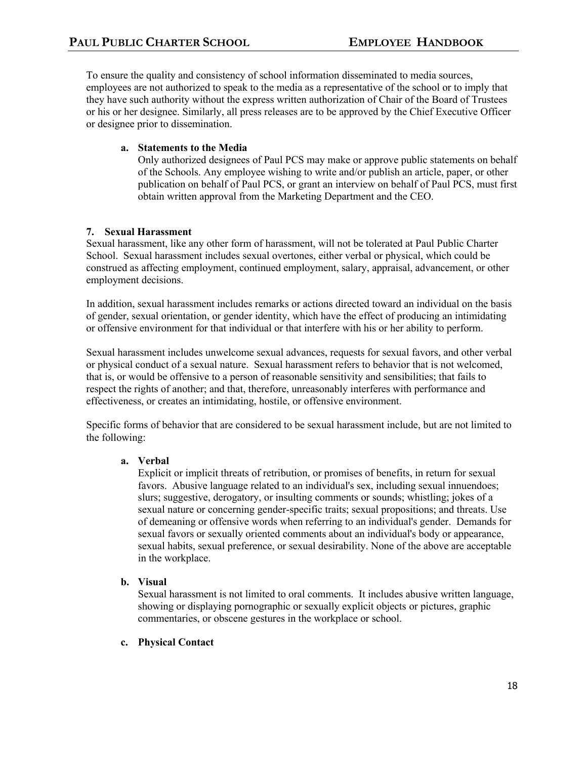To ensure the quality and consistency of school information disseminated to media sources, employees are not authorized to speak to the media as a representative of the school or to imply that they have such authority without the express written authorization of Chair of the Board of Trustees or his or her designee. Similarly, all press releases are to be approved by the Chief Executive Officer or designee prior to dissemination.

**a. Statements to the Media**

Only authorized designees of Paul PCS may make or approve public statements on behalf of the Schools. Any employee wishing to write and/or publish an article, paper, or other publication on behalf of Paul PCS, or grant an interview on behalf of Paul PCS, must first obtain written approval from the Marketing Department and the CEO.

### 7. Sexual Harassment

Sexual harassment, like any other form of harassment, will not be tolerated at Paul Public Charter School. Sexual harassment includes sexual overtones, either verbal or physical, which could be construed as affecting employment, continued employment, salary, appraisal, advancement, or other employment decisions.

In addition, sexual harassment includes remarks or actions directed toward an individual on the basis of gender, sexual orientation, or gender identity, which have the effect of producing an intimidating or offensive environment for that individual or that interfere with his or her ability to perform.

Sexual harassment includes unwelcome sexual advances, requests for sexual favors, and other verbal or physical conduct of a sexual nature. Sexual harassment refers to behavior that is not welcomed, that is, or would be offensive to a person of reasonable sensitivity and sensibilities; that fails to respect the rights of another; and that, therefore, unreasonably interferes with performance and effectiveness, or creates an intimidating, hostile, or offensive environment.

Specific forms of behavior that are considered to be sexual harassment include, but are not limited to the following:

**a. Verbal**

Explicit or implicit threats of retribution, or promises of benefits, in return for sexual favors. Abusive language related to an individual's sex, including sexual innuendoes; slurs; suggestive, derogatory, or insulting comments or sounds; whistling; jokes of a sexual nature or concerning gender-specific traits; sexual propositions; and threats. Use of demeaning or offensive words when referring to an individual's gender. Demands for sexual favors or sexually oriented comments about an individual's body or appearance, sexual habits, sexual preference, or sexual desirability. None of the above are acceptable in the workplace.

**b. Visual**

Sexual harassment is not limited to oral comments. It includes abusive written language, showing or displaying pornographic or sexually explicit objects or pictures, graphic commentaries, or obscene gestures in the workplace or school.

**c. Physical Contact**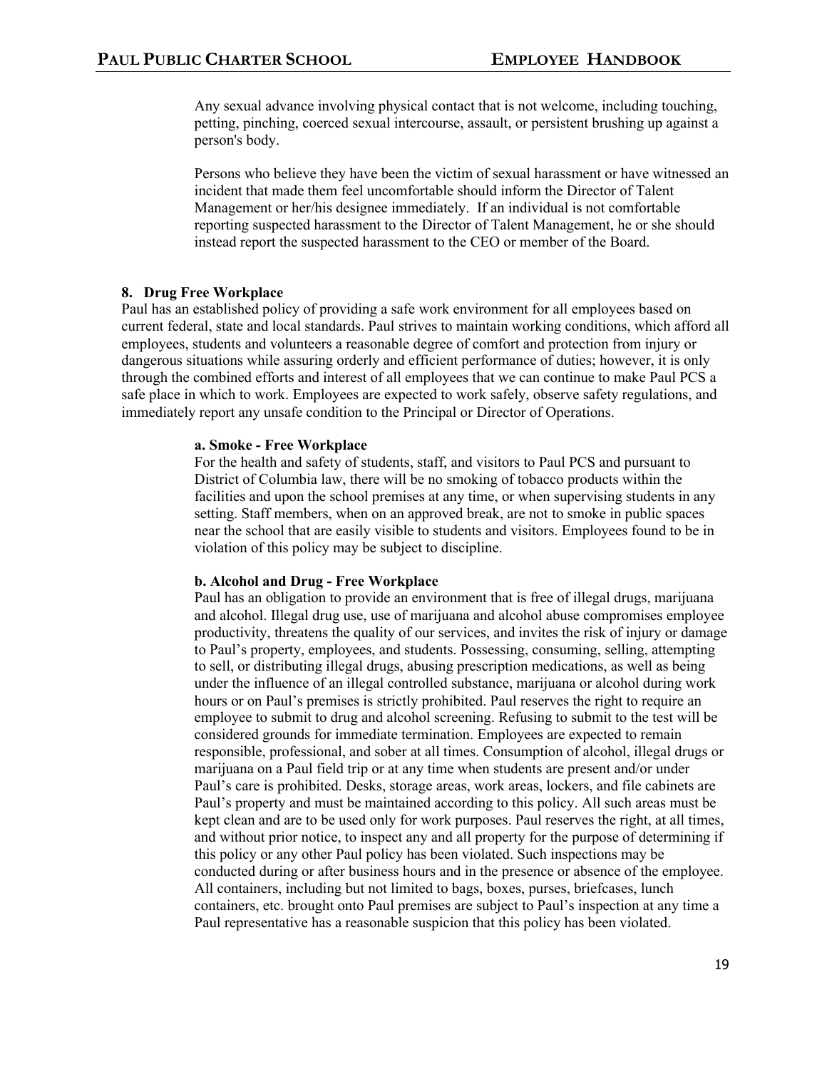Any sexual advance involving physical contact that is not welcome, including touching, petting, pinching, coerced sexual intercourse, assault, or persistent brushing up against a person's body.

Persons who believe they have been the victim of sexual harassment or have witnessed an incident that made them feel uncomfortable should inform the Director of Talent Management or her/his designee immediately. If an individual is not comfortable reporting suspected harassment to the Director of Talent Management, he or she should instead report the suspected harassment to the CEO or member of the Board.

### 8. Drug Free Workplace

Paul has an established policy of providing a safe work environment for all employees based on current federal, state and local standards. Paul strives to maintain working conditions, which afford all employees, students and volunteers a reasonable degree of comfort and protection from injury or dangerous situations while assuring orderly and efficient performance of duties; however, it is only through the combined efforts and interest of all employees that we can continue to make Paul PCS a safe place in which to work. Employees are expected to work safely, observe safety regulations, and immediately report any unsafe condition to the Principal or Director of Operations.

#### a. Smoke - Free Workplace

For the health and safety of students, staff, and visitors to Paul PCS and pursuant to District of Columbia law, there will be no smoking of tobacco products within the facilities and upon the school premises at any time, or when supervising students in any setting. Staff members, when on an approved break, are not to smoke in public spaces near the school that are easily visible to students and visitors. Employees found to be in violation of this policy may be subject to discipline.

#### b. Alcohol and Drug - Free Workplace

Paul has an obligation to provide an environment that is free of illegal drugs, marijuana and alcohol. Illegal drug use, use of marijuana and alcohol abuse compromises employee productivity, threatens the quality of our services, and invites the risk of injury or damage to Paul's property, employees, and students. Possessing, consuming, selling, attempting to sell, or distributing illegal drugs, abusing prescription medications, as well as being under the influence of an illegal controlled substance, marijuana or alcohol during work hours or on Paul's premises is strictly prohibited. Paul reserves the right to require an employee to submit to drug and alcohol screening. Refusing to submit to the test will be considered grounds for immediate termination. Employees are expected to remain responsible, professional, and sober at all times. Consumption of alcohol, illegal drugs or marijuana on a Paul field trip or at any time when students are present and/or under Paul's care is prohibited. Desks, storage areas, work areas, lockers, and file cabinets are Paul's property and must be maintained according to this policy. All such areas must be kept clean and are to be used only for work purposes. Paul reserves the right, at all times, and without prior notice, to inspect any and all property for the purpose of determining if this policy or any other Paul policy has been violated. Such inspections may be conducted during or after business hours and in the presence or absence of the employee. All containers, including but not limited to bags, boxes, purses, briefcases, lunch containers, etc. brought onto Paul premises are subject to Paul's inspection at any time a Paul representative has a reasonable suspicion that this policy has been violated.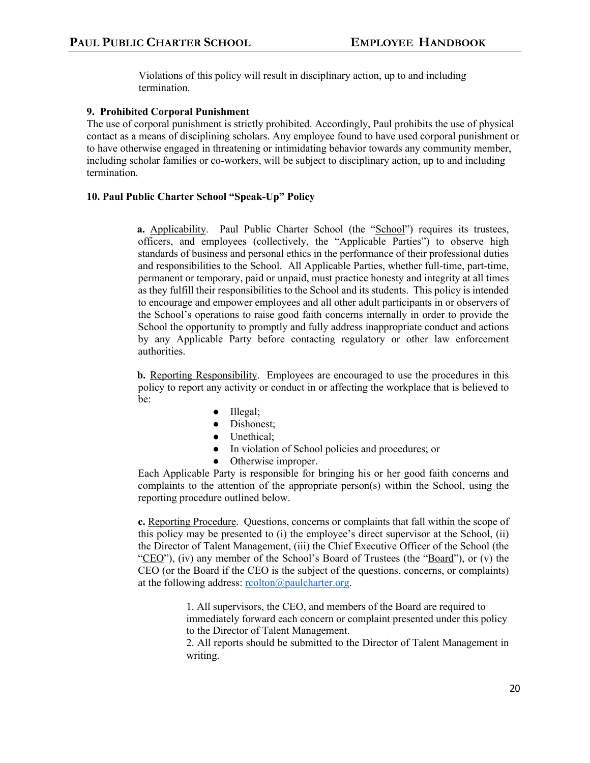Violations of this policy will result in disciplinary action, up to and including termination.

**9. Prohibited Corporal Punishment**

The use of corporal punishment is strictly prohibited. Accordingly, Paul prohibits the use of physical contact as a means of disciplining scholars. Any employee found to have used corporal punishment or to have otherwise engaged in threatening or intimidating behavior towards any community member, including scholar families or co-workers, will be subject to disciplinary action, up to and including termination.

**10. Paul Public Charter School "Speak-Up" Policy**

**a.** Applicability. Paul Public Charter School (the "School") requires its trustees, officers, and employees (collectively, the "Applicable Parties") to observe high standards of business and personal ethics in the performance of their professional duties and responsibilities to the School. All Applicable Parties, whether full-time, part-time, permanent or temporary, paid or unpaid, must practice honesty and integrity at all times as they fulfill their responsibilities to the School and its students. This policy is intended to encourage and empower employees and all other adult participants in or observers of the School's operations to raise good faith concerns internally in order to provide the School the opportunity to promptly and fully address inappropriate conduct and actions by any Applicable Party before contacting regulatory or other law enforcement authorities.

**b.** Reporting Responsibility. Employees are encouraged to use the procedures in this policy to report any activity or conduct in or affecting the workplace that is believed to be:

- Illegal;
- Dishonest;
- Unethical;
- In violation of School policies and procedures; or
- Otherwise improper.

Each Applicable Party is responsible for bringing his or her good faith concerns and complaints to the attention of the appropriate person(s) within the School, using the reporting procedure outlined below.

**c.** Reporting Procedure. Questions, concerns or complaints that fall within the scope of this policy may be presented to (i) the employee's direct supervisor at the School, (ii) the Director of Talent Management, (iii) the Chief Executive Officer of the School (the "CEO"), (iv) any member of the School's Board of Trustees (the "Board"), or (v) the CEO (or the Board if the CEO is the subject of the questions, concerns, or complaints) at the following address: rcolton@paulcharter.org.

1. All supervisors, the CEO, and members of the Board are required to immediately forward each concern or complaint presented under this policy to the Director of Talent Management.
2. All reports should be submitted to the Director of Talent Management in writing.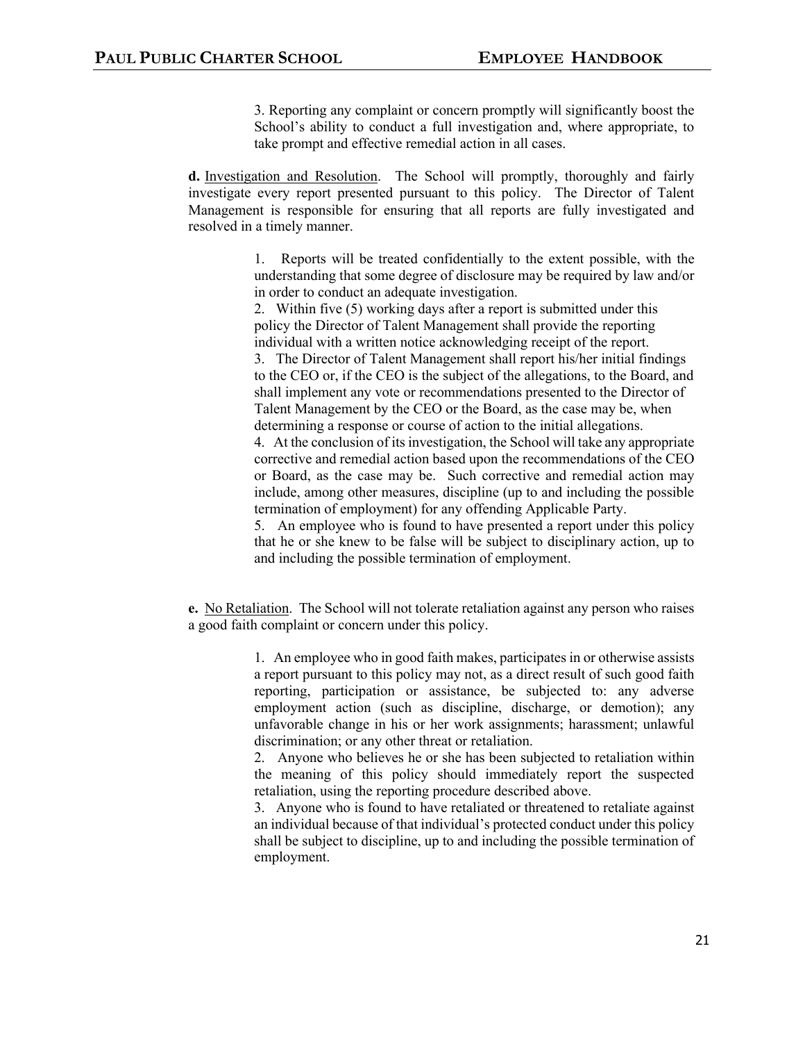3. Reporting any complaint or concern promptly will significantly boost the School's ability to conduct a full investigation and, where appropriate, to take prompt and effective remedial action in all cases.

**d.** Investigation and Resolution. The School will promptly, thoroughly and fairly investigate every report presented pursuant to this policy. The Director of Talent Management is responsible for ensuring that all reports are fully investigated and resolved in a timely manner.

1. Reports will be treated confidentially to the extent possible, with the understanding that some degree of disclosure may be required by law and/or in order to conduct an adequate investigation.
2. Within five (5) working days after a report is submitted under this policy the Director of Talent Management shall provide the reporting individual with a written notice acknowledging receipt of the report.
3. The Director of Talent Management shall report his/her initial findings to the CEO or, if the CEO is the subject of the allegations, to the Board, and shall implement any vote or recommendations presented to the Director of Talent Management by the CEO or the Board, as the case may be, when determining a response or course of action to the initial allegations.
4. At the conclusion of its investigation, the School will take any appropriate corrective and remedial action based upon the recommendations of the CEO or Board, as the case may be. Such corrective and remedial action may include, among other measures, discipline (up to and including the possible termination of employment) for any offending Applicable Party.
5. An employee who is found to have presented a report under this policy that he or she knew to be false will be subject to disciplinary action, up to and including the possible termination of employment.

**e.** No Retaliation. The School will not tolerate retaliation against any person who raises a good faith complaint or concern under this policy.

1. An employee who in good faith makes, participates in or otherwise assists a report pursuant to this policy may not, as a direct result of such good faith reporting, participation or assistance, be subjected to: any adverse employment action (such as discipline, discharge, or demotion); any unfavorable change in his or her work assignments; harassment; unlawful discrimination; or any other threat or retaliation.
2. Anyone who believes he or she has been subjected to retaliation within the meaning of this policy should immediately report the suspected retaliation, using the reporting procedure described above.
3. Anyone who is found to have retaliated or threatened to retaliate against an individual because of that individual's protected conduct under this policy shall be subject to discipline, up to and including the possible termination of employment.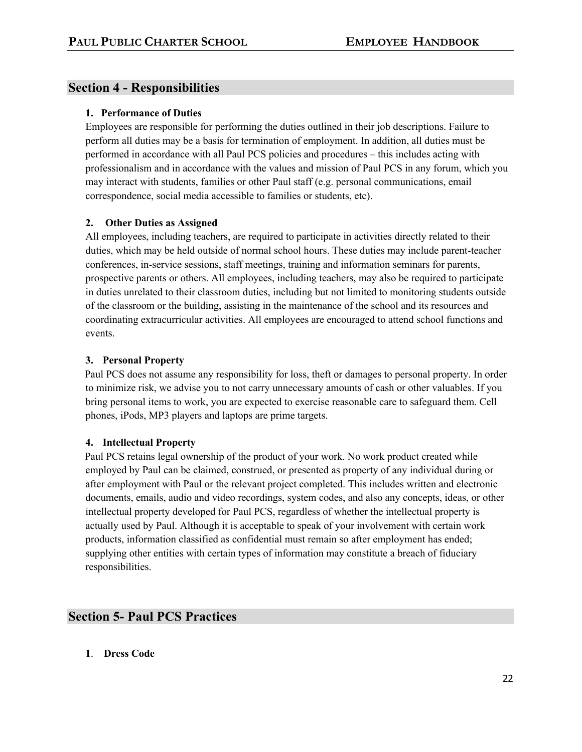## Section 4 - Responsibilities

### 1. Performance of Duties

Employees are responsible for performing the duties outlined in their job descriptions. Failure to perform all duties may be a basis for termination of employment. In addition, all duties must be performed in accordance with all Paul PCS policies and procedures – this includes acting with professionalism and in accordance with the values and mission of Paul PCS in any forum, which you may interact with students, families or other Paul staff (e.g. personal communications, email correspondence, social media accessible to families or students, etc).

### 2. Other Duties as Assigned

All employees, including teachers, are required to participate in activities directly related to their duties, which may be held outside of normal school hours. These duties may include parent-teacher conferences, in-service sessions, staff meetings, training and information seminars for parents, prospective parents or others. All employees, including teachers, may also be required to participate in duties unrelated to their classroom duties, including but not limited to monitoring students outside of the classroom or the building, assisting in the maintenance of the school and its resources and coordinating extracurricular activities. All employees are encouraged to attend school functions and events.

### 3. Personal Property

Paul PCS does not assume any responsibility for loss, theft or damages to personal property. In order to minimize risk, we advise you to not carry unnecessary amounts of cash or other valuables. If you bring personal items to work, you are expected to exercise reasonable care to safeguard them. Cell phones, iPods, MP3 players and laptops are prime targets.

### 4. Intellectual Property

Paul PCS retains legal ownership of the product of your work. No work product created while employed by Paul can be claimed, construed, or presented as property of any individual during or after employment with Paul or the relevant project completed. This includes written and electronic documents, emails, audio and video recordings, system codes, and also any concepts, ideas, or other intellectual property developed for Paul PCS, regardless of whether the intellectual property is actually used by Paul. Although it is acceptable to speak of your involvement with certain work products, information classified as confidential must remain so after employment has ended; supplying other entities with certain types of information may constitute a breach of fiduciary responsibilities.

## Section 5- Paul PCS Practices

### 1. Dress Code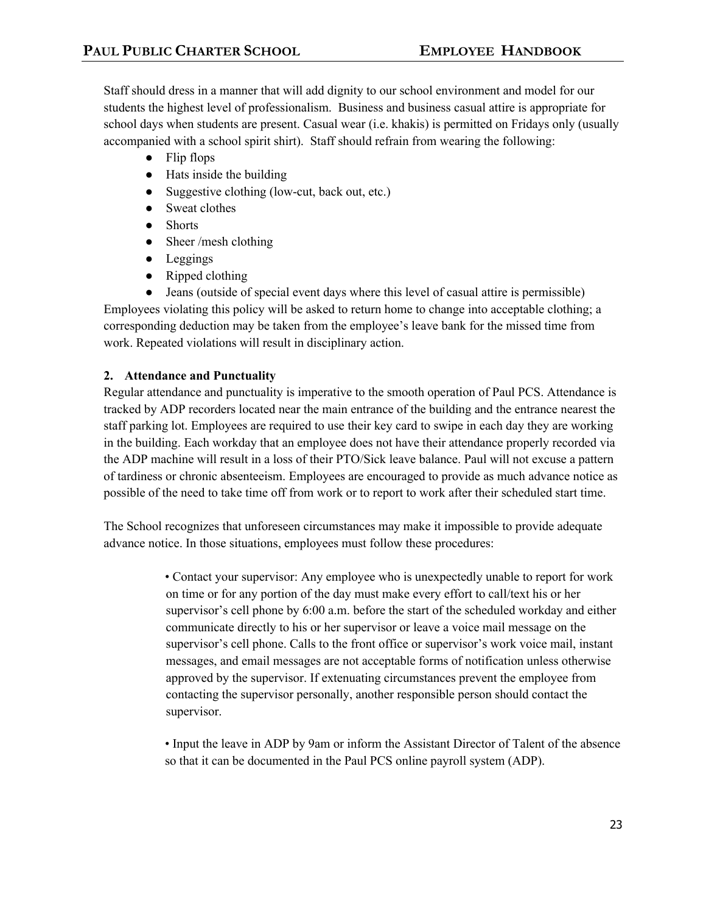Staff should dress in a manner that will add dignity to our school environment and model for our students the highest level of professionalism. Business and business casual attire is appropriate for school days when students are present. Casual wear (i.e. khakis) is permitted on Fridays only (usually accompanied with a school spirit shirt). Staff should refrain from wearing the following:

- Flip flops
- Hats inside the building
- Suggestive clothing (low-cut, back out, etc.)
- Sweat clothes
- Shorts
- Sheer /mesh clothing
- Leggings
- Ripped clothing
- Jeans (outside of special event days where this level of casual attire is permissible)

Employees violating this policy will be asked to return home to change into acceptable clothing; a corresponding deduction may be taken from the employee's leave bank for the missed time from work. Repeated violations will result in disciplinary action.

**2. Attendance and Punctuality**

Regular attendance and punctuality is imperative to the smooth operation of Paul PCS. Attendance is tracked by ADP recorders located near the main entrance of the building and the entrance nearest the staff parking lot. Employees are required to use their key card to swipe in each day they are working in the building. Each workday that an employee does not have their attendance properly recorded via the ADP machine will result in a loss of their PTO/Sick leave balance. Paul will not excuse a pattern of tardiness or chronic absenteeism. Employees are encouraged to provide as much advance notice as possible of the need to take time off from work or to report to work after their scheduled start time.

The School recognizes that unforeseen circumstances may make it impossible to provide adequate advance notice. In those situations, employees must follow these procedures:

- Contact your supervisor: Any employee who is unexpectedly unable to report for work on time or for any portion of the day must make every effort to call/text his or her supervisor's cell phone by 6:00 a.m. before the start of the scheduled workday and either communicate directly to his or her supervisor or leave a voice mail message on the supervisor's cell phone. Calls to the front office or supervisor's work voice mail, instant messages, and email messages are not acceptable forms of notification unless otherwise approved by the supervisor. If extenuating circumstances prevent the employee from contacting the supervisor personally, another responsible person should contact the supervisor.

- Input the leave in ADP by 9am or inform the Assistant Director of Talent of the absence so that it can be documented in the Paul PCS online payroll system (ADP).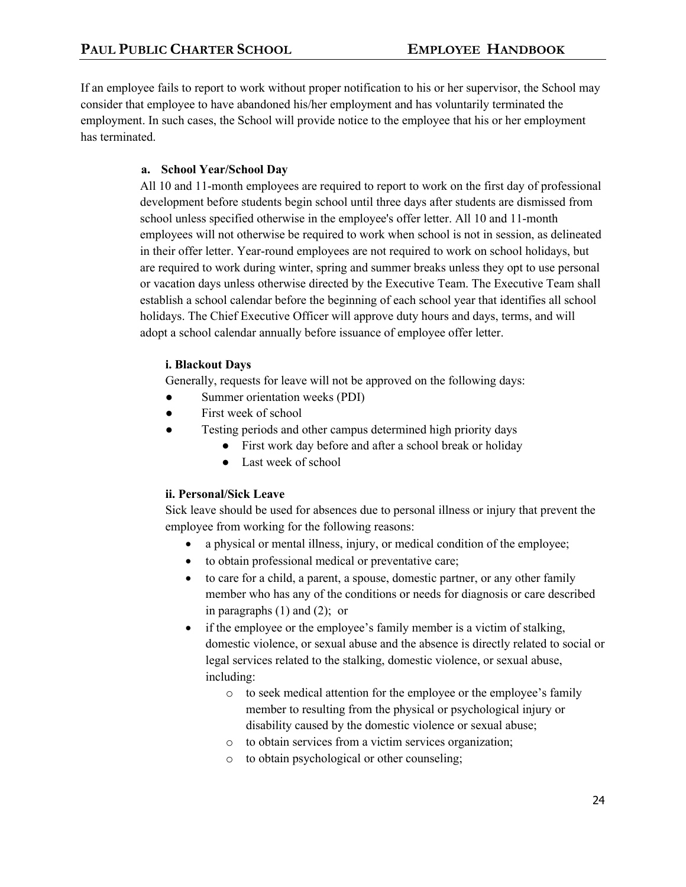If an employee fails to report to work without proper notification to his or her supervisor, the School may consider that employee to have abandoned his/her employment and has voluntarily terminated the employment. In such cases, the School will provide notice to the employee that his or her employment has terminated.

**a. School Year/School Day**

All 10 and 11-month employees are required to report to work on the first day of professional development before students begin school until three days after students are dismissed from school unless specified otherwise in the employee's offer letter. All 10 and 11-month employees will not otherwise be required to work when school is not in session, as delineated in their offer letter. Year-round employees are not required to work on school holidays, but are required to work during winter, spring and summer breaks unless they opt to use personal or vacation days unless otherwise directed by the Executive Team. The Executive Team shall establish a school calendar before the beginning of each school year that identifies all school holidays. The Chief Executive Officer will approve duty hours and days, terms, and will adopt a school calendar annually before issuance of employee offer letter.

**i. Blackout Days**

Generally, requests for leave will not be approved on the following days:

- Summer orientation weeks (PDI)
- First week of school
- Testing periods and other campus determined high priority days
    - First work day before and after a school break or holiday
    - Last week of school

**ii. Personal/Sick Leave**

Sick leave should be used for absences due to personal illness or injury that prevent the employee from working for the following reasons:

- a physical or mental illness, injury, or medical condition of the employee;
- to obtain professional medical or preventative care;
- to care for a child, a parent, a spouse, domestic partner, or any other family member who has any of the conditions or needs for diagnosis or care described in paragraphs (1) and (2); or
- if the employee or the employee's family member is a victim of stalking, domestic violence, or sexual abuse and the absence is directly related to social or legal services related to the stalking, domestic violence, or sexual abuse, including:
    - to seek medical attention for the employee or the employee's family member to resulting from the physical or psychological injury or disability caused by the domestic violence or sexual abuse;
    - to obtain services from a victim services organization;
    - to obtain psychological or other counseling;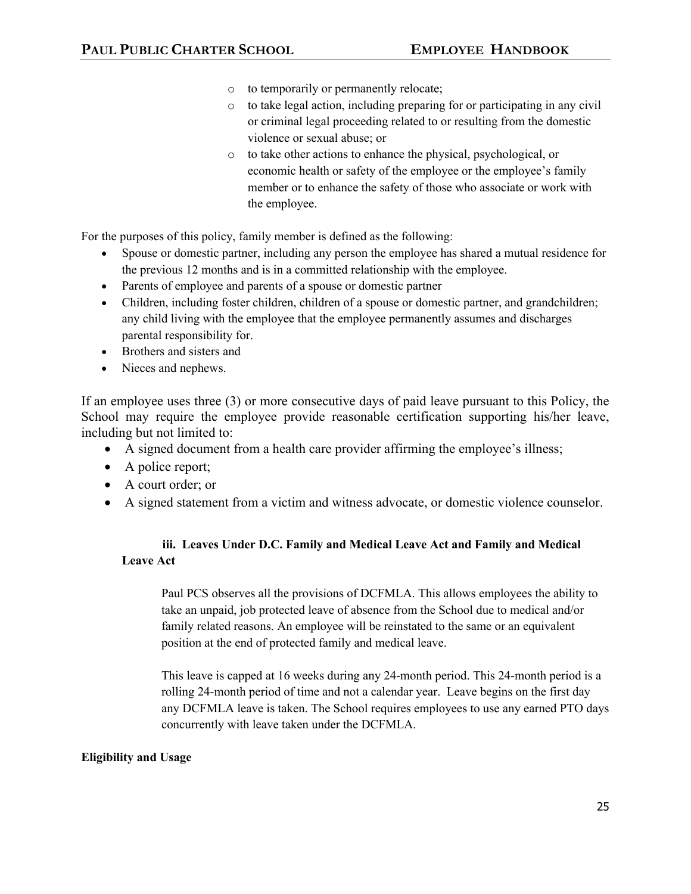- to temporarily or permanently relocate;
- to take legal action, including preparing for or participating in any civil or criminal legal proceeding related to or resulting from the domestic violence or sexual abuse; or
- to take other actions to enhance the physical, psychological, or economic health or safety of the employee or the employee's family member or to enhance the safety of those who associate or work with the employee.

For the purposes of this policy, family member is defined as the following:

- Spouse or domestic partner, including any person the employee has shared a mutual residence for the previous 12 months and is in a committed relationship with the employee.
- Parents of employee and parents of a spouse or domestic partner
- Children, including foster children, children of a spouse or domestic partner, and grandchildren; any child living with the employee that the employee permanently assumes and discharges parental responsibility for.
- Brothers and sisters and
- Nieces and nephews.

If an employee uses three (3) or more consecutive days of paid leave pursuant to this Policy, the School may require the employee provide reasonable certification supporting his/her leave, including but not limited to:

- A signed document from a health care provider affirming the employee's illness;
- A police report;
- A court order; or
- A signed statement from a victim and witness advocate, or domestic violence counselor.

### iii. Leaves Under D.C. Family and Medical Leave Act and Family and Medical Leave Act

Paul PCS observes all the provisions of DCFMLA. This allows employees the ability to take an unpaid, job protected leave of absence from the School due to medical and/or family related reasons. An employee will be reinstated to the same or an equivalent position at the end of protected family and medical leave.

This leave is capped at 16 weeks during any 24-month period. This 24-month period is a rolling 24-month period of time and not a calendar year. Leave begins on the first day any DCFMLA leave is taken. The School requires employees to use any earned PTO days concurrently with leave taken under the DCFMLA.

**Eligibility and Usage**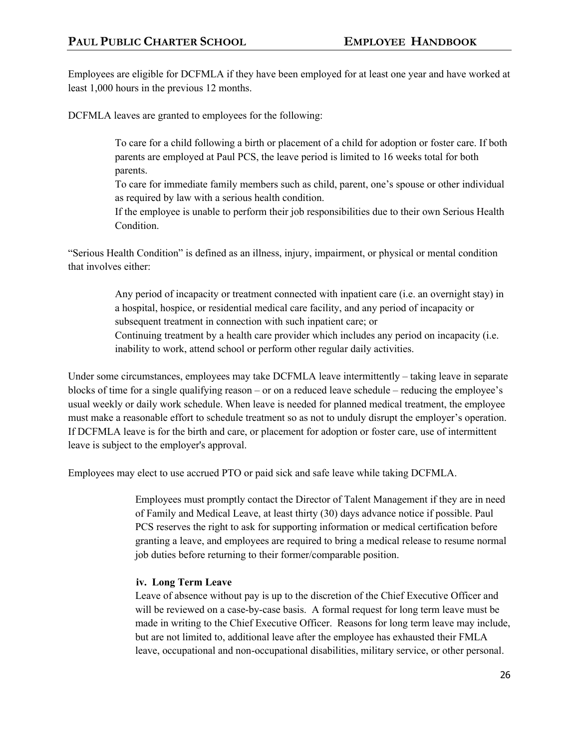Employees are eligible for DCFMLA if they have been employed for at least one year and have worked at least 1,000 hours in the previous 12 months.

DCFMLA leaves are granted to employees for the following:

- To care for a child following a birth or placement of a child for adoption or foster care. If both parents are employed at Paul PCS, the leave period is limited to 16 weeks total for both parents.
- To care for immediate family members such as child, parent, one's spouse or other individual as required by law with a serious health condition.
- If the employee is unable to perform their job responsibilities due to their own Serious Health Condition.

"Serious Health Condition" is defined as an illness, injury, impairment, or physical or mental condition that involves either:

- Any period of incapacity or treatment connected with inpatient care (i.e. an overnight stay) in a hospital, hospice, or residential medical care facility, and any period of incapacity or subsequent treatment in connection with such inpatient care; or
- Continuing treatment by a health care provider which includes any period on incapacity (i.e. inability to work, attend school or perform other regular daily activities.

Under some circumstances, employees may take DCFMLA leave intermittently – taking leave in separate blocks of time for a single qualifying reason – or on a reduced leave schedule – reducing the employee's usual weekly or daily work schedule. When leave is needed for planned medical treatment, the employee must make a reasonable effort to schedule treatment so as not to unduly disrupt the employer's operation. If DCFMLA leave is for the birth and care, or placement for adoption or foster care, use of intermittent leave is subject to the employer's approval.

Employees may elect to use accrued PTO or paid sick and safe leave while taking DCFMLA.

Employees must promptly contact the Director of Talent Management if they are in need of Family and Medical Leave, at least thirty (30) days advance notice if possible. Paul PCS reserves the right to ask for supporting information or medical certification before granting a leave, and employees are required to bring a medical release to resume normal job duties before returning to their former/comparable position.

**iv. Long Term Leave**

Leave of absence without pay is up to the discretion of the Chief Executive Officer and will be reviewed on a case-by-case basis. A formal request for long term leave must be made in writing to the Chief Executive Officer. Reasons for long term leave may include, but are not limited to, additional leave after the employee has exhausted their FMLA leave, occupational and non-occupational disabilities, military service, or other personal.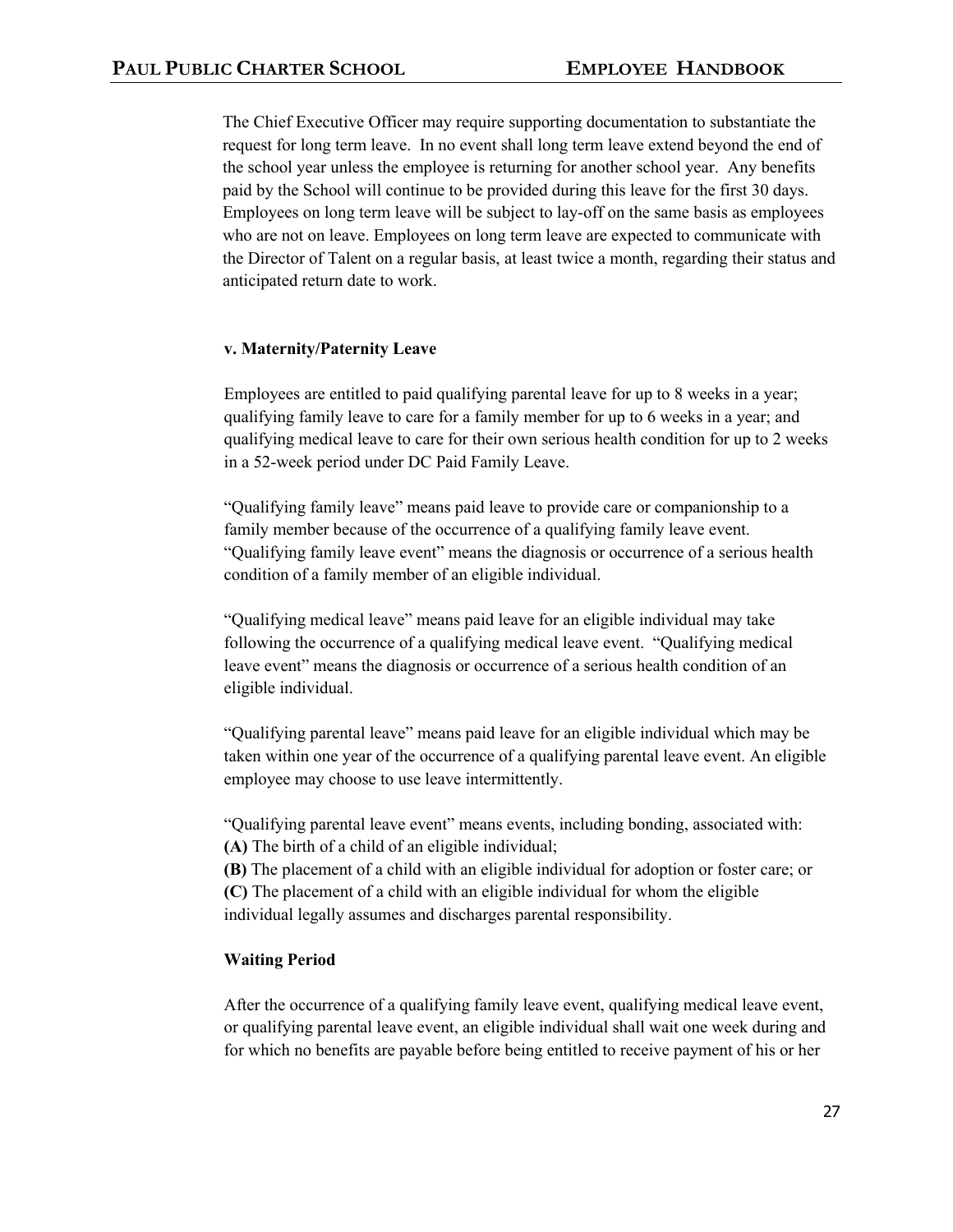The Chief Executive Officer may require supporting documentation to substantiate the request for long term leave. In no event shall long term leave extend beyond the end of the school year unless the employee is returning for another school year. Any benefits paid by the School will continue to be provided during this leave for the first 30 days. Employees on long term leave will be subject to lay-off on the same basis as employees who are not on leave. Employees on long term leave are expected to communicate with the Director of Talent on a regular basis, at least twice a month, regarding their status and anticipated return date to work.

**v. Maternity/Paternity Leave**

Employees are entitled to paid qualifying parental leave for up to 8 weeks in a year; qualifying family leave to care for a family member for up to 6 weeks in a year; and qualifying medical leave to care for their own serious health condition for up to 2 weeks in a 52-week period under DC Paid Family Leave.

"Qualifying family leave" means paid leave to provide care or companionship to a family member because of the occurrence of a qualifying family leave event. "Qualifying family leave event" means the diagnosis or occurrence of a serious health condition of a family member of an eligible individual.

"Qualifying medical leave" means paid leave for an eligible individual may take following the occurrence of a qualifying medical leave event. "Qualifying medical leave event" means the diagnosis or occurrence of a serious health condition of an eligible individual.

"Qualifying parental leave" means paid leave for an eligible individual which may be taken within one year of the occurrence of a qualifying parental leave event. An eligible employee may choose to use leave intermittently.

"Qualifying parental leave event" means events, including bonding, associated with:
**(A)** The birth of a child of an eligible individual;
**(B)** The placement of a child with an eligible individual for adoption or foster care; or
**(C)** The placement of a child with an eligible individual for whom the eligible individual legally assumes and discharges parental responsibility.

**Waiting Period**

After the occurrence of a qualifying family leave event, qualifying medical leave event, or qualifying parental leave event, an eligible individual shall wait one week during and for which no benefits are payable before being entitled to receive payment of his or her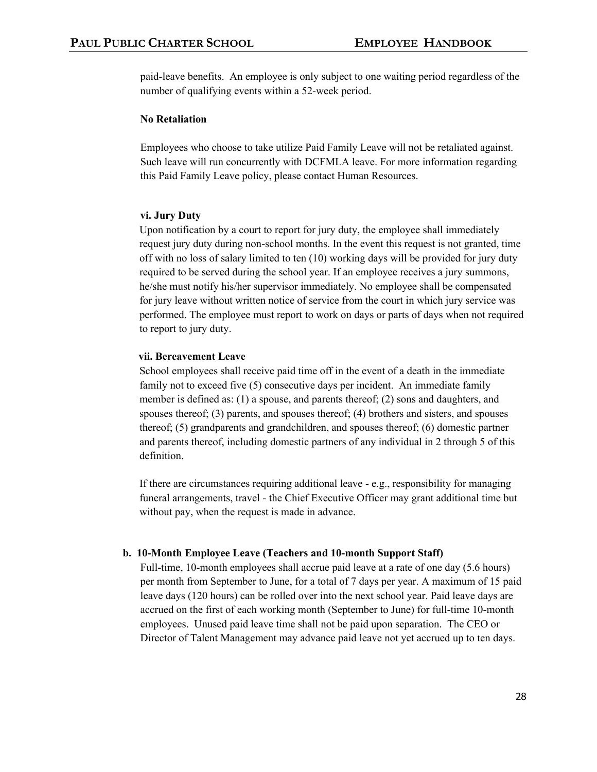paid-leave benefits. An employee is only subject to one waiting period regardless of the number of qualifying events within a 52-week period.

**No Retaliation**

Employees who choose to take utilize Paid Family Leave will not be retaliated against. Such leave will run concurrently with DCFMLA leave. For more information regarding this Paid Family Leave policy, please contact Human Resources.

**vi. Jury Duty**

Upon notification by a court to report for jury duty, the employee shall immediately request jury duty during non-school months. In the event this request is not granted, time off with no loss of salary limited to ten (10) working days will be provided for jury duty required to be served during the school year. If an employee receives a jury summons, he/she must notify his/her supervisor immediately. No employee shall be compensated for jury leave without written notice of service from the court in which jury service was performed. The employee must report to work on days or parts of days when not required to report to jury duty.

**vii. Bereavement Leave**

School employees shall receive paid time off in the event of a death in the immediate family not to exceed five (5) consecutive days per incident. An immediate family member is defined as: (1) a spouse, and parents thereof; (2) sons and daughters, and spouses thereof; (3) parents, and spouses thereof; (4) brothers and sisters, and spouses thereof; (5) grandparents and grandchildren, and spouses thereof; (6) domestic partner and parents thereof, including domestic partners of any individual in 2 through 5 of this definition.

If there are circumstances requiring additional leave - e.g., responsibility for managing funeral arrangements, travel - the Chief Executive Officer may grant additional time but without pay, when the request is made in advance.

**b. 10-Month Employee Leave (Teachers and 10-month Support Staff)**

Full-time, 10-month employees shall accrue paid leave at a rate of one day (5.6 hours) per month from September to June, for a total of 7 days per year. A maximum of 15 paid leave days (120 hours) can be rolled over into the next school year. Paid leave days are accrued on the first of each working month (September to June) for full-time 10-month employees. Unused paid leave time shall not be paid upon separation. The CEO or Director of Talent Management may advance paid leave not yet accrued up to ten days.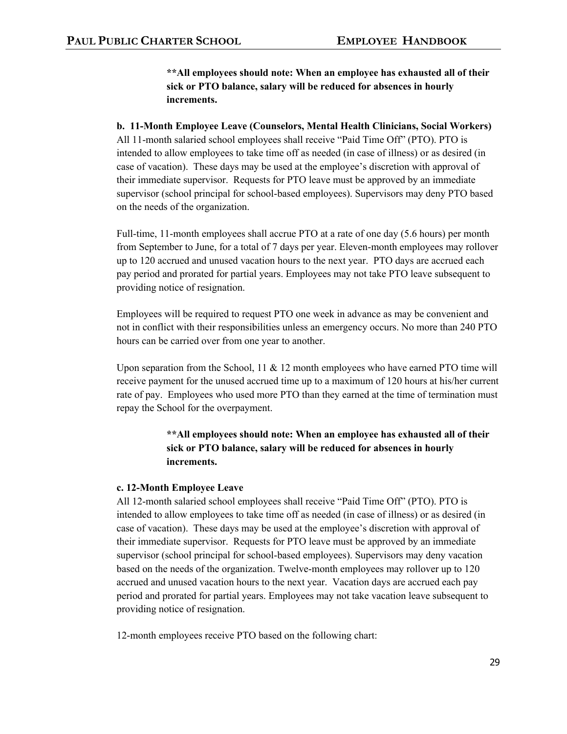**\*\*All employees should note: When an employee has exhausted all of their sick or PTO balance, salary will be reduced for absences in hourly increments.**

**b. 11-Month Employee Leave (Counselors, Mental Health Clinicians, Social Workers)**
All 11-month salaried school employees shall receive "Paid Time Off" (PTO). PTO is intended to allow employees to take time off as needed (in case of illness) or as desired (in case of vacation). These days may be used at the employee's discretion with approval of their immediate supervisor. Requests for PTO leave must be approved by an immediate supervisor (school principal for school-based employees). Supervisors may deny PTO based on the needs of the organization.

Full-time, 11-month employees shall accrue PTO at a rate of one day (5.6 hours) per month from September to June, for a total of 7 days per year. Eleven-month employees may rollover up to 120 accrued and unused vacation hours to the next year. PTO days are accrued each pay period and prorated for partial years. Employees may not take PTO leave subsequent to providing notice of resignation.

Employees will be required to request PTO one week in advance as may be convenient and not in conflict with their responsibilities unless an emergency occurs. No more than 240 PTO hours can be carried over from one year to another.

Upon separation from the School, 11 & 12 month employees who have earned PTO time will receive payment for the unused accrued time up to a maximum of 120 hours at his/her current rate of pay. Employees who used more PTO than they earned at the time of termination must repay the School for the overpayment.

**\*\*All employees should note: When an employee has exhausted all of their sick or PTO balance, salary will be reduced for absences in hourly increments.**

**c. 12-Month Employee Leave**
All 12-month salaried school employees shall receive "Paid Time Off" (PTO). PTO is intended to allow employees to take time off as needed (in case of illness) or as desired (in case of vacation). These days may be used at the employee's discretion with approval of their immediate supervisor. Requests for PTO leave must be approved by an immediate supervisor (school principal for school-based employees). Supervisors may deny vacation based on the needs of the organization. Twelve-month employees may rollover up to 120 accrued and unused vacation hours to the next year. Vacation days are accrued each pay period and prorated for partial years. Employees may not take vacation leave subsequent to providing notice of resignation.

12-month employees receive PTO based on the following chart: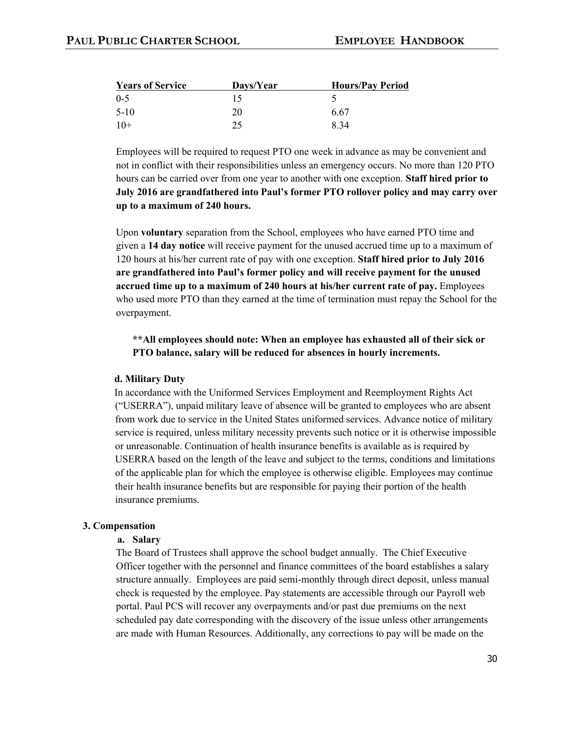| Years of Service | Days/Year | Hours/Pay Period |
| --- | --- | --- |
| 0-5 | 15 | 5 |
| 5-10 | 20 | 6.67 |
| 10+ | 25 | 8.34 |

Employees will be required to request PTO one week in advance as may be convenient and not in conflict with their responsibilities unless an emergency occurs. No more than 120 PTO hours can be carried over from one year to another with one exception. **Staff hired prior to July 2016 are grandfathered into Paul's former PTO rollover policy and may carry over up to a maximum of 240 hours.**

Upon **voluntary** separation from the School, employees who have earned PTO time and given a **14 day notice** will receive payment for the unused accrued time up to a maximum of 120 hours at his/her current rate of pay with one exception. **Staff hired prior to July 2016 are grandfathered into Paul's former policy and will receive payment for the unused accrued time up to a maximum of 240 hours at his/her current rate of pay.** Employees who used more PTO than they earned at the time of termination must repay the School for the overpayment.

> **\*\*All employees should note: When an employee has exhausted all of their sick or PTO balance, salary will be reduced for absences in hourly increments.**

#### d. Military Duty

In accordance with the Uniformed Services Employment and Reemployment Rights Act ("USERRA"), unpaid military leave of absence will be granted to employees who are absent from work due to service in the United States uniformed services. Advance notice of military service is required, unless military necessity prevents such notice or it is otherwise impossible or unreasonable. Continuation of health insurance benefits is available as is required by USERRA based on the length of the leave and subject to the terms, conditions and limitations of the applicable plan for which the employee is otherwise eligible. Employees may continue their health insurance benefits but are responsible for paying their portion of the health insurance premiums.

### 3. Compensation

#### a. Salary

The Board of Trustees shall approve the school budget annually. The Chief Executive Officer together with the personnel and finance committees of the board establishes a salary structure annually. Employees are paid semi-monthly through direct deposit, unless manual check is requested by the employee. Pay statements are accessible through our Payroll web portal. Paul PCS will recover any overpayments and/or past due premiums on the next scheduled pay date corresponding with the discovery of the issue unless other arrangements are made with Human Resources. Additionally, any corrections to pay will be made on the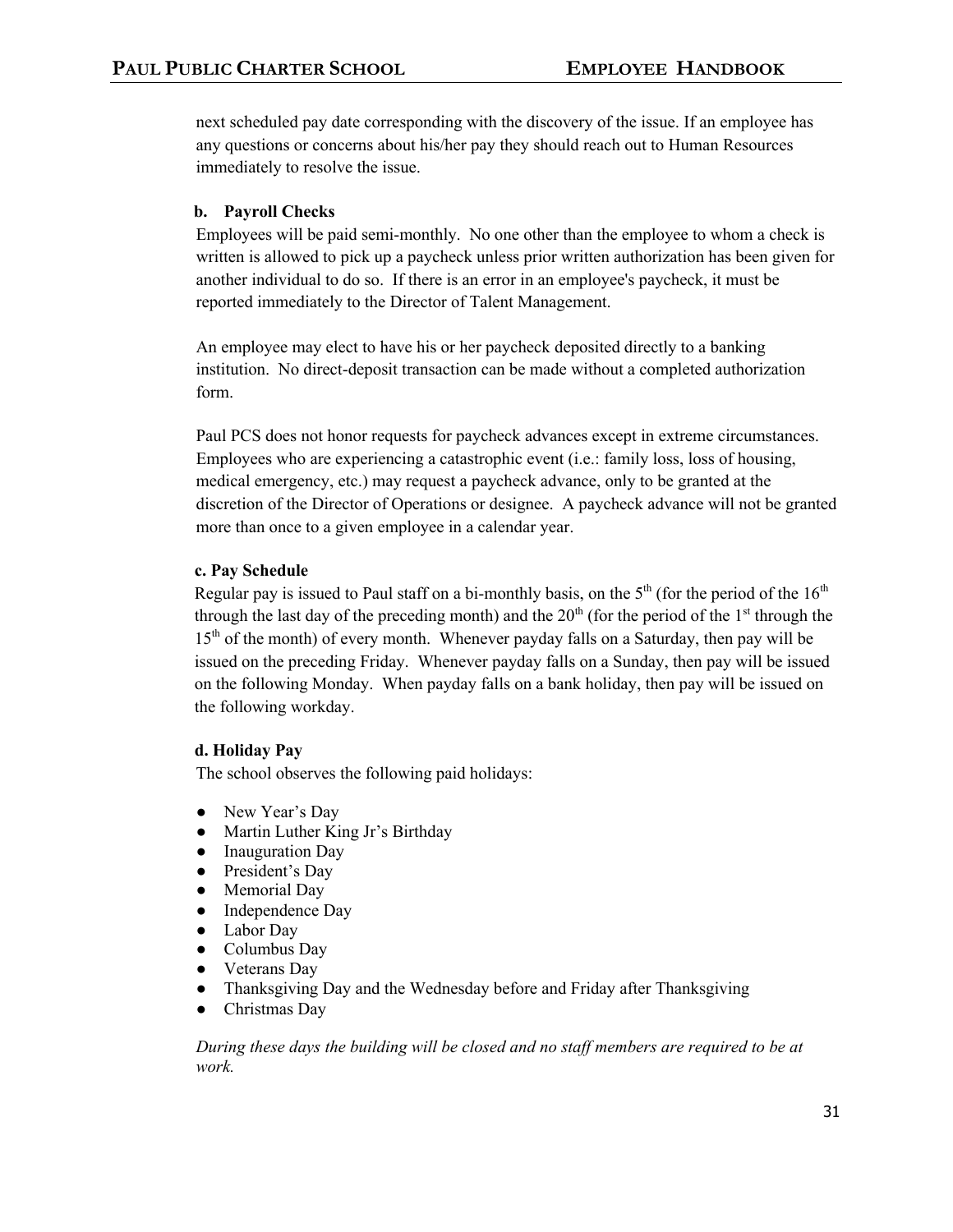next scheduled pay date corresponding with the discovery of the issue. If an employee has any questions or concerns about his/her pay they should reach out to Human Resources immediately to resolve the issue.

**b. Payroll Checks**

Employees will be paid semi-monthly. No one other than the employee to whom a check is written is allowed to pick up a paycheck unless prior written authorization has been given for another individual to do so. If there is an error in an employee's paycheck, it must be reported immediately to the Director of Talent Management.

An employee may elect to have his or her paycheck deposited directly to a banking institution. No direct-deposit transaction can be made without a completed authorization form.

Paul PCS does not honor requests for paycheck advances except in extreme circumstances. Employees who are experiencing a catastrophic event (i.e.: family loss, loss of housing, medical emergency, etc.) may request a paycheck advance, only to be granted at the discretion of the Director of Operations or designee. A paycheck advance will not be granted more than once to a given employee in a calendar year.

**c. Pay Schedule**

Regular pay is issued to Paul staff on a bi-monthly basis, on the 5th (for the period of the 16th through the last day of the preceding month) and the 20th (for the period of the 1st through the 15th of the month) of every month. Whenever payday falls on a Saturday, then pay will be issued on the preceding Friday. Whenever payday falls on a Sunday, then pay will be issued on the following Monday. When payday falls on a bank holiday, then pay will be issued on the following workday.

**d. Holiday Pay**

The school observes the following paid holidays:

- New Year's Day
- Martin Luther King Jr's Birthday
- Inauguration Day
- President's Day
- Memorial Day
- Independence Day
- Labor Day
- Columbus Day
- Veterans Day
- Thanksgiving Day and the Wednesday before and Friday after Thanksgiving
- Christmas Day

*During these days the building will be closed and no staff members are required to be at work.*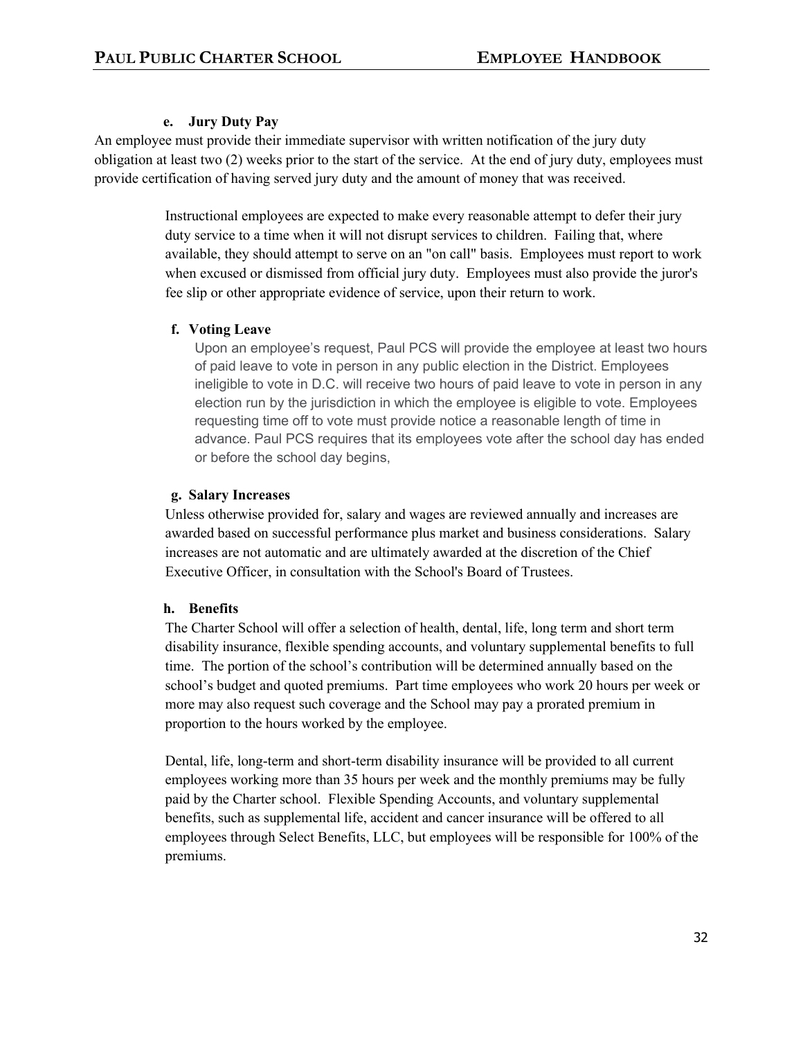#### e. Jury Duty Pay

An employee must provide their immediate supervisor with written notification of the jury duty obligation at least two (2) weeks prior to the start of the service. At the end of jury duty, employees must provide certification of having served jury duty and the amount of money that was received.

Instructional employees are expected to make every reasonable attempt to defer their jury duty service to a time when it will not disrupt services to children. Failing that, where available, they should attempt to serve on an "on call" basis. Employees must report to work when excused or dismissed from official jury duty. Employees must also provide the juror's fee slip or other appropriate evidence of service, upon their return to work.

#### f. Voting Leave

Upon an employee's request, Paul PCS will provide the employee at least two hours of paid leave to vote in person in any public election in the District. Employees ineligible to vote in D.C. will receive two hours of paid leave to vote in person in any election run by the jurisdiction in which the employee is eligible to vote. Employees requesting time off to vote must provide notice a reasonable length of time in advance. Paul PCS requires that its employees vote after the school day has ended or before the school day begins,

#### g. Salary Increases

Unless otherwise provided for, salary and wages are reviewed annually and increases are awarded based on successful performance plus market and business considerations. Salary increases are not automatic and are ultimately awarded at the discretion of the Chief Executive Officer, in consultation with the School's Board of Trustees.

#### h. Benefits

The Charter School will offer a selection of health, dental, life, long term and short term disability insurance, flexible spending accounts, and voluntary supplemental benefits to full time. The portion of the school's contribution will be determined annually based on the school's budget and quoted premiums. Part time employees who work 20 hours per week or more may also request such coverage and the School may pay a prorated premium in proportion to the hours worked by the employee.

Dental, life, long-term and short-term disability insurance will be provided to all current employees working more than 35 hours per week and the monthly premiums may be fully paid by the Charter school. Flexible Spending Accounts, and voluntary supplemental benefits, such as supplemental life, accident and cancer insurance will be offered to all employees through Select Benefits, LLC, but employees will be responsible for 100% of the premiums.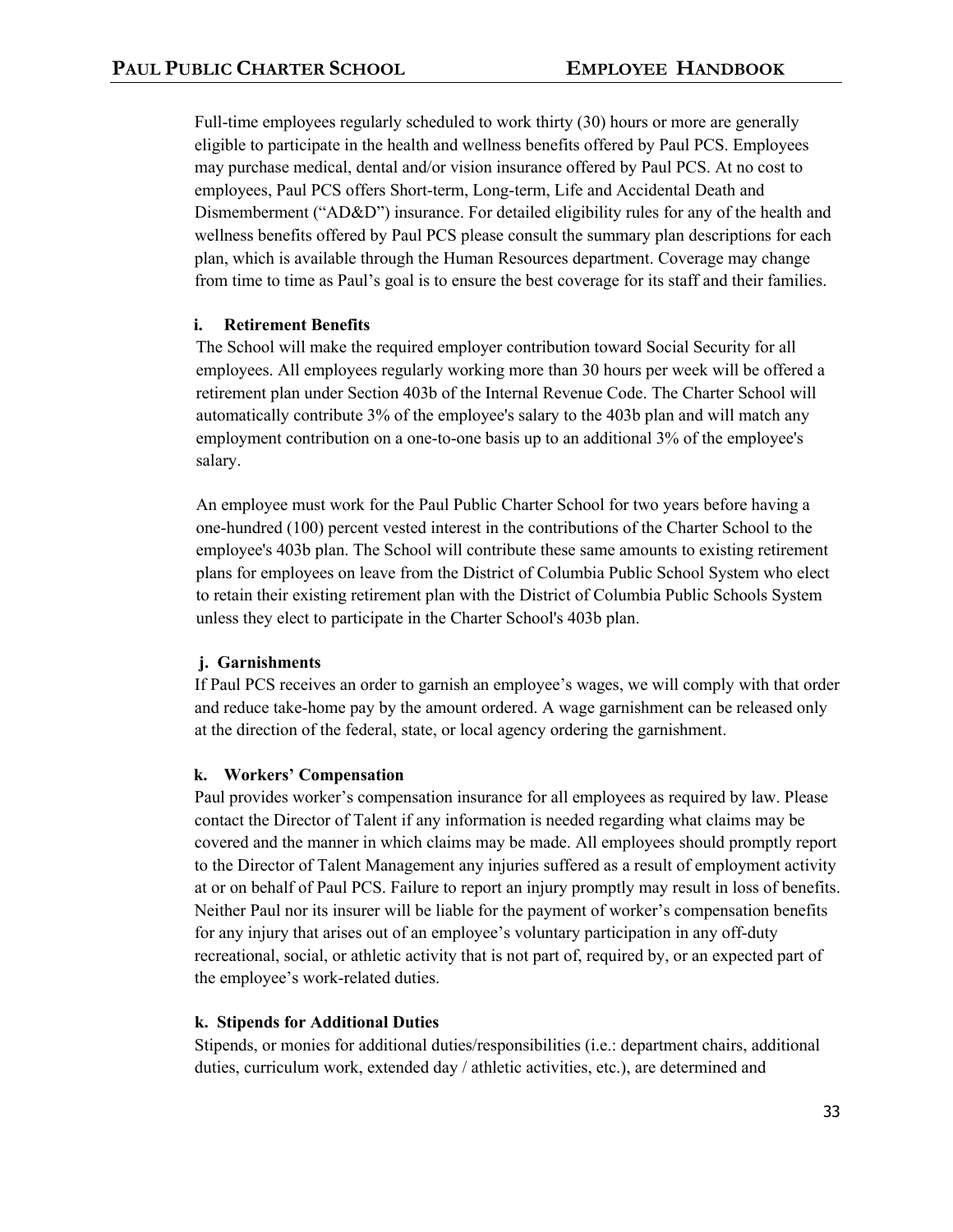Full-time employees regularly scheduled to work thirty (30) hours or more are generally eligible to participate in the health and wellness benefits offered by Paul PCS. Employees may purchase medical, dental and/or vision insurance offered by Paul PCS. At no cost to employees, Paul PCS offers Short-term, Long-term, Life and Accidental Death and Dismemberment ("AD&D") insurance. For detailed eligibility rules for any of the health and wellness benefits offered by Paul PCS please consult the summary plan descriptions for each plan, which is available through the Human Resources department. Coverage may change from time to time as Paul's goal is to ensure the best coverage for its staff and their families.

**i. Retirement Benefits**

The School will make the required employer contribution toward Social Security for all employees. All employees regularly working more than 30 hours per week will be offered a retirement plan under Section 403b of the Internal Revenue Code. The Charter School will automatically contribute 3% of the employee's salary to the 403b plan and will match any employment contribution on a one-to-one basis up to an additional 3% of the employee's salary.

An employee must work for the Paul Public Charter School for two years before having a one-hundred (100) percent vested interest in the contributions of the Charter School to the employee's 403b plan. The School will contribute these same amounts to existing retirement plans for employees on leave from the District of Columbia Public School System who elect to retain their existing retirement plan with the District of Columbia Public Schools System unless they elect to participate in the Charter School's 403b plan.

**j. Garnishments**

If Paul PCS receives an order to garnish an employee's wages, we will comply with that order and reduce take-home pay by the amount ordered. A wage garnishment can be released only at the direction of the federal, state, or local agency ordering the garnishment.

**k. Workers' Compensation**

Paul provides worker's compensation insurance for all employees as required by law. Please contact the Director of Talent if any information is needed regarding what claims may be covered and the manner in which claims may be made. All employees should promptly report to the Director of Talent Management any injuries suffered as a result of employment activity at or on behalf of Paul PCS. Failure to report an injury promptly may result in loss of benefits. Neither Paul nor its insurer will be liable for the payment of worker's compensation benefits for any injury that arises out of an employee's voluntary participation in any off-duty recreational, social, or athletic activity that is not part of, required by, or an expected part of the employee's work-related duties.

**k. Stipends for Additional Duties**

Stipends, or monies for additional duties/responsibilities (i.e.: department chairs, additional duties, curriculum work, extended day / athletic activities, etc.), are determined and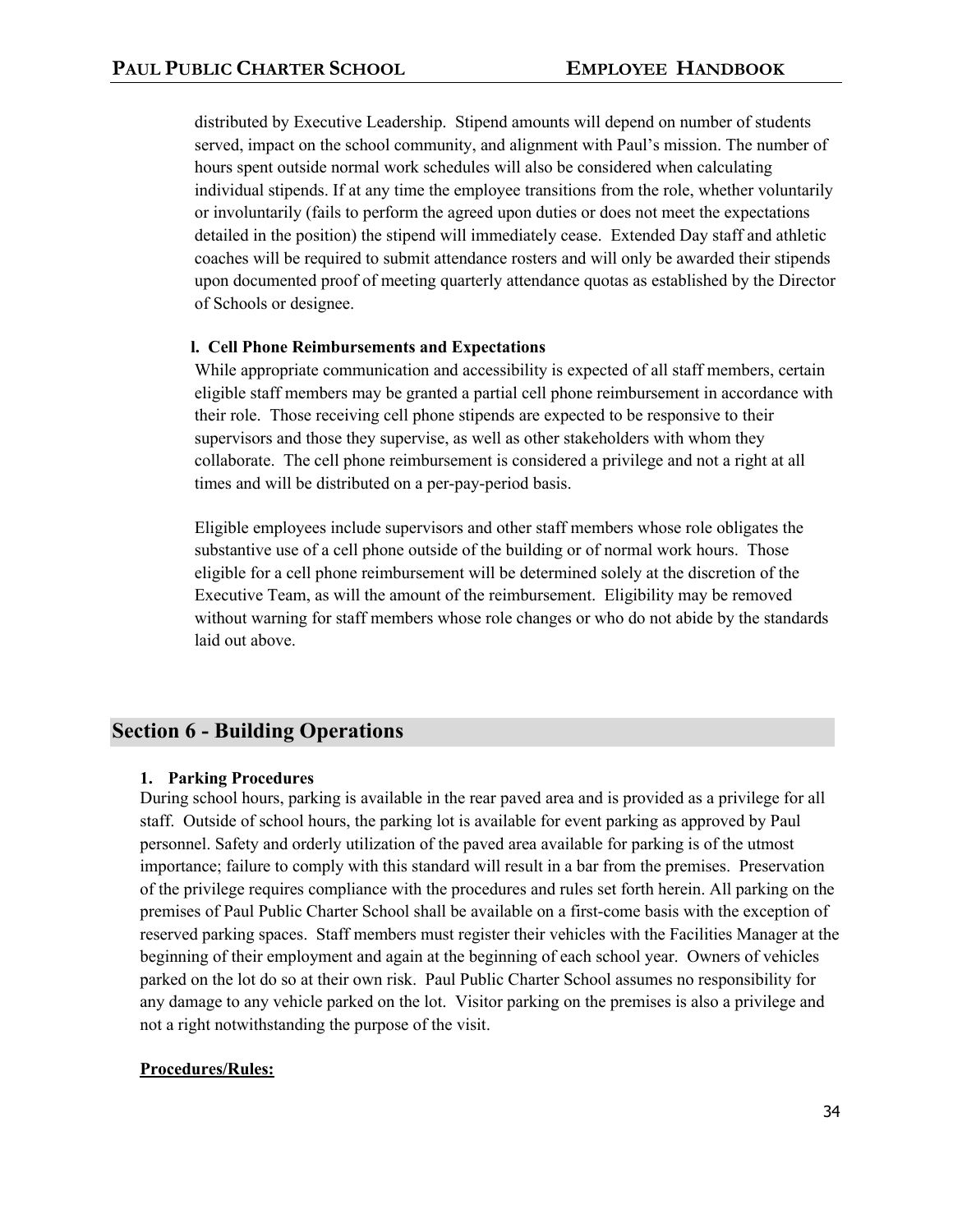distributed by Executive Leadership. Stipend amounts will depend on number of students served, impact on the school community, and alignment with Paul's mission. The number of hours spent outside normal work schedules will also be considered when calculating individual stipends. If at any time the employee transitions from the role, whether voluntarily or involuntarily (fails to perform the agreed upon duties or does not meet the expectations detailed in the position) the stipend will immediately cease. Extended Day staff and athletic coaches will be required to submit attendance rosters and will only be awarded their stipends upon documented proof of meeting quarterly attendance quotas as established by the Director of Schools or designee.

**l. Cell Phone Reimbursements and Expectations**

While appropriate communication and accessibility is expected of all staff members, certain eligible staff members may be granted a partial cell phone reimbursement in accordance with their role. Those receiving cell phone stipends are expected to be responsive to their supervisors and those they supervise, as well as other stakeholders with whom they collaborate. The cell phone reimbursement is considered a privilege and not a right at all times and will be distributed on a per-pay-period basis.

Eligible employees include supervisors and other staff members whose role obligates the substantive use of a cell phone outside of the building or of normal work hours. Those eligible for a cell phone reimbursement will be determined solely at the discretion of the Executive Team, as will the amount of the reimbursement. Eligibility may be removed without warning for staff members whose role changes or who do not abide by the standards laid out above.

## Section 6 - Building Operations

### 1. Parking Procedures

During school hours, parking is available in the rear paved area and is provided as a privilege for all staff. Outside of school hours, the parking lot is available for event parking as approved by Paul personnel. Safety and orderly utilization of the paved area available for parking is of the utmost importance; failure to comply with this standard will result in a bar from the premises. Preservation of the privilege requires compliance with the procedures and rules set forth herein. All parking on the premises of Paul Public Charter School shall be available on a first-come basis with the exception of reserved parking spaces. Staff members must register their vehicles with the Facilities Manager at the beginning of their employment and again at the beginning of each school year. Owners of vehicles parked on the lot do so at their own risk. Paul Public Charter School assumes no responsibility for any damage to any vehicle parked on the lot. Visitor parking on the premises is also a privilege and not a right notwithstanding the purpose of the visit.

**Procedures/Rules:**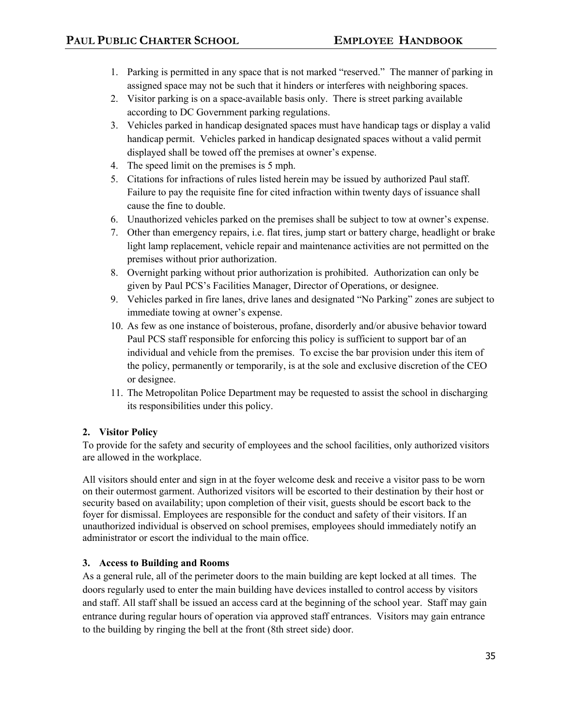1. Parking is permitted in any space that is not marked "reserved." The manner of parking in assigned space may not be such that it hinders or interferes with neighboring spaces.
2. Visitor parking is on a space-available basis only. There is street parking available according to DC Government parking regulations.
3. Vehicles parked in handicap designated spaces must have handicap tags or display a valid handicap permit. Vehicles parked in handicap designated spaces without a valid permit displayed shall be towed off the premises at owner's expense.
4. The speed limit on the premises is 5 mph.
5. Citations for infractions of rules listed herein may be issued by authorized Paul staff. Failure to pay the requisite fine for cited infraction within twenty days of issuance shall cause the fine to double.
6. Unauthorized vehicles parked on the premises shall be subject to tow at owner's expense.
7. Other than emergency repairs, i.e. flat tires, jump start or battery charge, headlight or brake light lamp replacement, vehicle repair and maintenance activities are not permitted on the premises without prior authorization.
8. Overnight parking without prior authorization is prohibited. Authorization can only be given by Paul PCS's Facilities Manager, Director of Operations, or designee.
9. Vehicles parked in fire lanes, drive lanes and designated "No Parking" zones are subject to immediate towing at owner's expense.
10. As few as one instance of boisterous, profane, disorderly and/or abusive behavior toward Paul PCS staff responsible for enforcing this policy is sufficient to support bar of an individual and vehicle from the premises. To excise the bar provision under this item of the policy, permanently or temporarily, is at the sole and exclusive discretion of the CEO or designee.
11. The Metropolitan Police Department may be requested to assist the school in discharging its responsibilities under this policy.

### 2. Visitor Policy

To provide for the safety and security of employees and the school facilities, only authorized visitors are allowed in the workplace.

All visitors should enter and sign in at the foyer welcome desk and receive a visitor pass to be worn on their outermost garment. Authorized visitors will be escorted to their destination by their host or security based on availability; upon completion of their visit, guests should be escort back to the foyer for dismissal. Employees are responsible for the conduct and safety of their visitors. If an unauthorized individual is observed on school premises, employees should immediately notify an administrator or escort the individual to the main office.

### 3. Access to Building and Rooms

As a general rule, all of the perimeter doors to the main building are kept locked at all times. The doors regularly used to enter the main building have devices installed to control access by visitors and staff. All staff shall be issued an access card at the beginning of the school year. Staff may gain entrance during regular hours of operation via approved staff entrances. Visitors may gain entrance to the building by ringing the bell at the front (8th street side) door.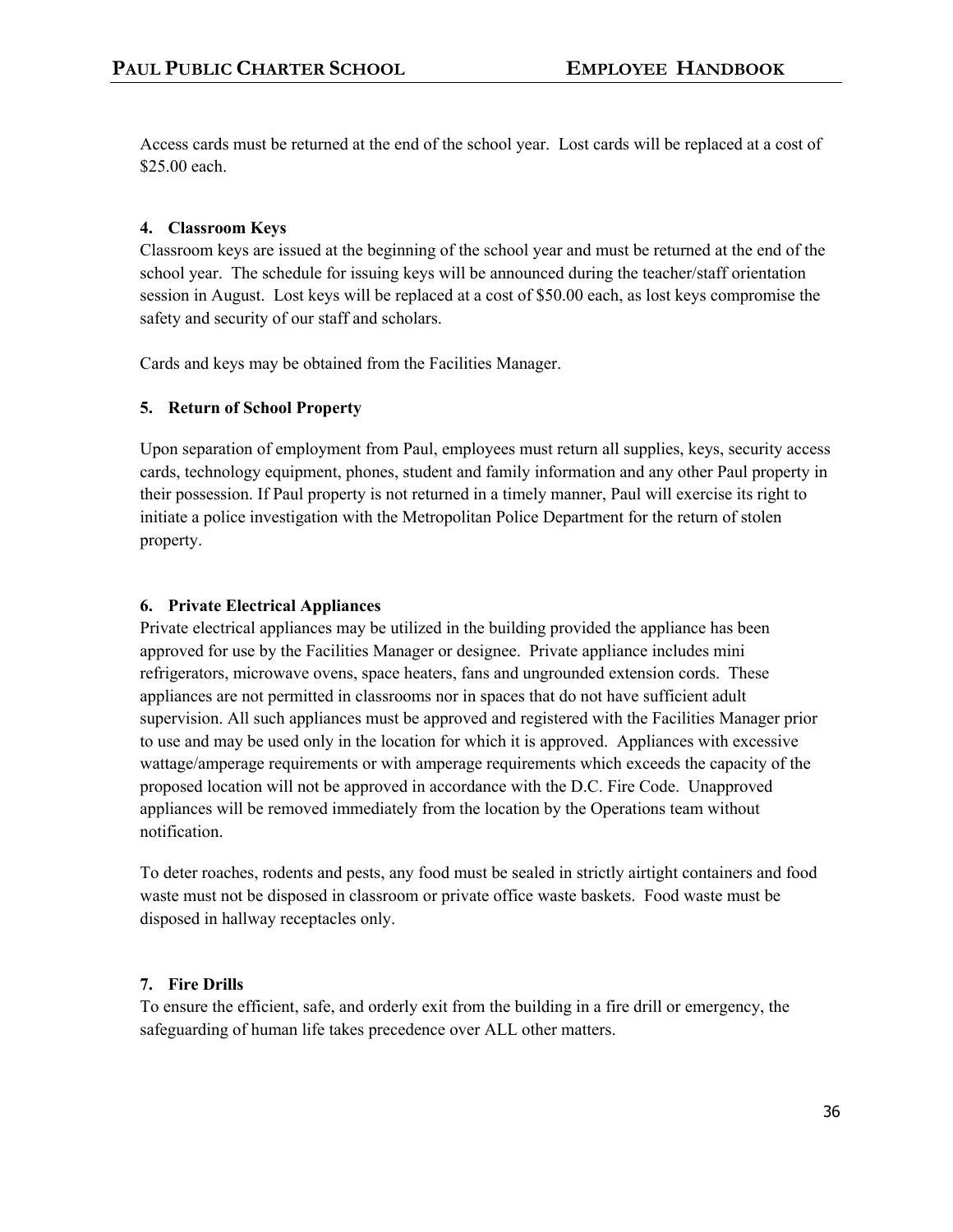Access cards must be returned at the end of the school year. Lost cards will be replaced at a cost of $25.00 each.

**4. Classroom Keys**

Classroom keys are issued at the beginning of the school year and must be returned at the end of the school year. The schedule for issuing keys will be announced during the teacher/staff orientation session in August. Lost keys will be replaced at a cost of $50.00 each, as lost keys compromise the safety and security of our staff and scholars.

Cards and keys may be obtained from the Facilities Manager.

**5. Return of School Property**

Upon separation of employment from Paul, employees must return all supplies, keys, security access cards, technology equipment, phones, student and family information and any other Paul property in their possession. If Paul property is not returned in a timely manner, Paul will exercise its right to initiate a police investigation with the Metropolitan Police Department for the return of stolen property.

**6. Private Electrical Appliances**

Private electrical appliances may be utilized in the building provided the appliance has been approved for use by the Facilities Manager or designee. Private appliance includes mini refrigerators, microwave ovens, space heaters, fans and ungrounded extension cords. These appliances are not permitted in classrooms nor in spaces that do not have sufficient adult supervision. All such appliances must be approved and registered with the Facilities Manager prior to use and may be used only in the location for which it is approved. Appliances with excessive wattage/amperage requirements or with amperage requirements which exceeds the capacity of the proposed location will not be approved in accordance with the D.C. Fire Code. Unapproved appliances will be removed immediately from the location by the Operations team without notification.

To deter roaches, rodents and pests, any food must be sealed in strictly airtight containers and food waste must not be disposed in classroom or private office waste baskets. Food waste must be disposed in hallway receptacles only.

**7. Fire Drills**

To ensure the efficient, safe, and orderly exit from the building in a fire drill or emergency, the safeguarding of human life takes precedence over ALL other matters.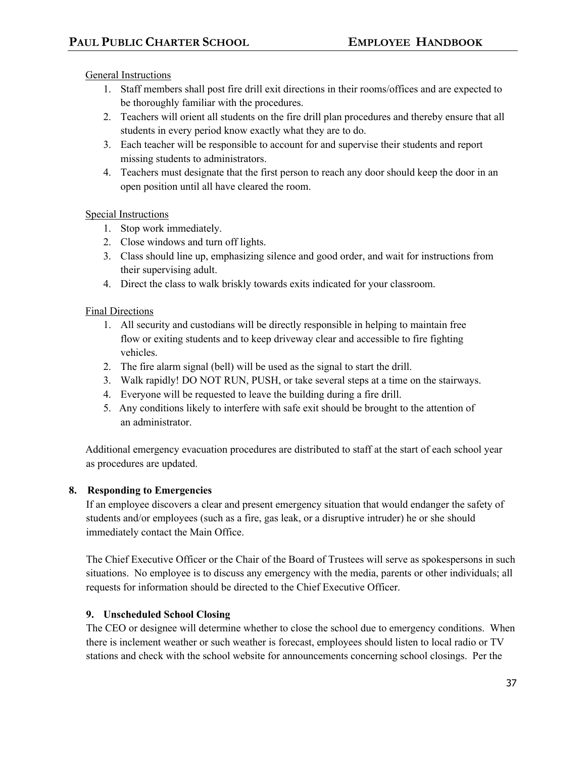General Instructions

1. Staff members shall post fire drill exit directions in their rooms/offices and are expected to be thoroughly familiar with the procedures.
2. Teachers will orient all students on the fire drill plan procedures and thereby ensure that all students in every period know exactly what they are to do.
3. Each teacher will be responsible to account for and supervise their students and report missing students to administrators.
4. Teachers must designate that the first person to reach any door should keep the door in an open position until all have cleared the room.

Special Instructions

1. Stop work immediately.
2. Close windows and turn off lights.
3. Class should line up, emphasizing silence and good order, and wait for instructions from their supervising adult.
4. Direct the class to walk briskly towards exits indicated for your classroom.

Final Directions

1. All security and custodians will be directly responsible in helping to maintain free flow or exiting students and to keep driveway clear and accessible to fire fighting vehicles.
2. The fire alarm signal (bell) will be used as the signal to start the drill.
3. Walk rapidly! DO NOT RUN, PUSH, or take several steps at a time on the stairways.
4. Everyone will be requested to leave the building during a fire drill.
5. Any conditions likely to interfere with safe exit should be brought to the attention of an administrator.

Additional emergency evacuation procedures are distributed to staff at the start of each school year as procedures are updated.

### 8. Responding to Emergencies

If an employee discovers a clear and present emergency situation that would endanger the safety of students and/or employees (such as a fire, gas leak, or a disruptive intruder) he or she should immediately contact the Main Office.

The Chief Executive Officer or the Chair of the Board of Trustees will serve as spokespersons in such situations. No employee is to discuss any emergency with the media, parents or other individuals; all requests for information should be directed to the Chief Executive Officer.

### 9. Unscheduled School Closing

The CEO or designee will determine whether to close the school due to emergency conditions. When there is inclement weather or such weather is forecast, employees should listen to local radio or TV stations and check with the school website for announcements concerning school closings. Per the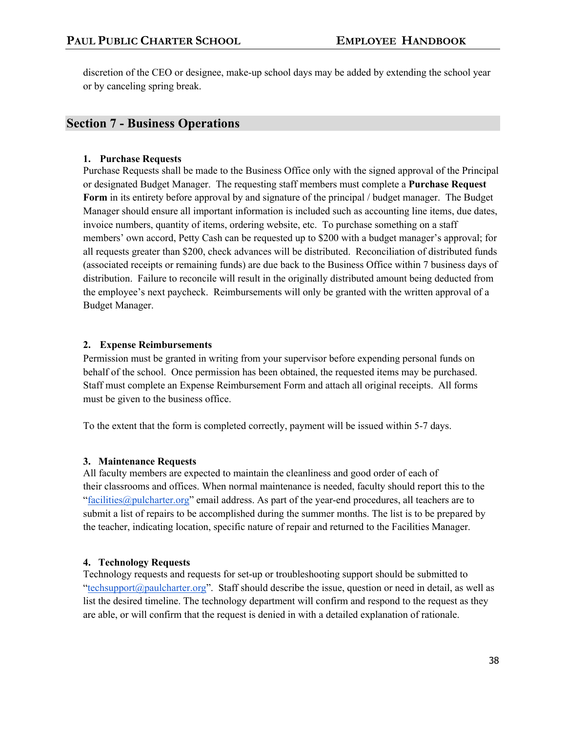discretion of the CEO or designee, make-up school days may be added by extending the school year or by canceling spring break.

## Section 7 - Business Operations

### 1. Purchase Requests

Purchase Requests shall be made to the Business Office only with the signed approval of the Principal or designated Budget Manager. The requesting staff members must complete a **Purchase Request Form** in its entirety before approval by and signature of the principal / budget manager. The Budget Manager should ensure all important information is included such as accounting line items, due dates, invoice numbers, quantity of items, ordering website, etc. To purchase something on a staff members' own accord, Petty Cash can be requested up to $200 with a budget manager's approval; for all requests greater than $200, check advances will be distributed. Reconciliation of distributed funds (associated receipts or remaining funds) are due back to the Business Office within 7 business days of distribution. Failure to reconcile will result in the originally distributed amount being deducted from the employee's next paycheck. Reimbursements will only be granted with the written approval of a Budget Manager.

### 2. Expense Reimbursements

Permission must be granted in writing from your supervisor before expending personal funds on behalf of the school. Once permission has been obtained, the requested items may be purchased. Staff must complete an Expense Reimbursement Form and attach all original receipts. All forms must be given to the business office.

To the extent that the form is completed correctly, payment will be issued within 5-7 days.

### 3. Maintenance Requests

All faculty members are expected to maintain the cleanliness and good order of each of their classrooms and offices. When normal maintenance is needed, faculty should report this to the "facilities@pulcharter.org" email address. As part of the year-end procedures, all teachers are to submit a list of repairs to be accomplished during the summer months. The list is to be prepared by the teacher, indicating location, specific nature of repair and returned to the Facilities Manager.

### 4. Technology Requests

Technology requests and requests for set-up or troubleshooting support should be submitted to "techsupport@paulcharter.org". Staff should describe the issue, question or need in detail, as well as list the desired timeline. The technology department will confirm and respond to the request as they are able, or will confirm that the request is denied in with a detailed explanation of rationale.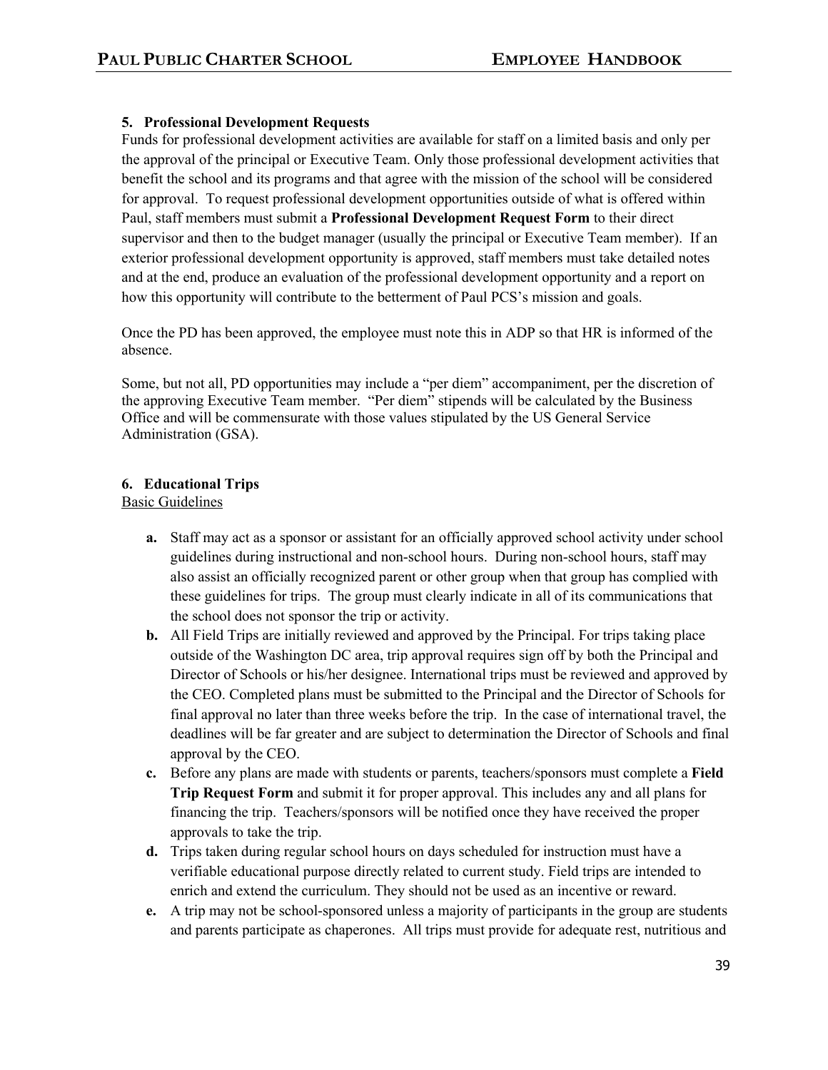### 5. Professional Development Requests

Funds for professional development activities are available for staff on a limited basis and only per the approval of the principal or Executive Team. Only those professional development activities that benefit the school and its programs and that agree with the mission of the school will be considered for approval. To request professional development opportunities outside of what is offered within Paul, staff members must submit a **Professional Development Request Form** to their direct supervisor and then to the budget manager (usually the principal or Executive Team member). If an exterior professional development opportunity is approved, staff members must take detailed notes and at the end, produce an evaluation of the professional development opportunity and a report on how this opportunity will contribute to the betterment of Paul PCS's mission and goals.

Once the PD has been approved, the employee must note this in ADP so that HR is informed of the absence.

Some, but not all, PD opportunities may include a "per diem" accompaniment, per the discretion of the approving Executive Team member. "Per diem" stipends will be calculated by the Business Office and will be commensurate with those values stipulated by the US General Service Administration (GSA).

### 6. Educational Trips

<u>Basic Guidelines</u>

- **a.** Staff may act as a sponsor or assistant for an officially approved school activity under school guidelines during instructional and non-school hours. During non-school hours, staff may also assist an officially recognized parent or other group when that group has complied with these guidelines for trips. The group must clearly indicate in all of its communications that the school does not sponsor the trip or activity.
- **b.** All Field Trips are initially reviewed and approved by the Principal. For trips taking place outside of the Washington DC area, trip approval requires sign off by both the Principal and Director of Schools or his/her designee. International trips must be reviewed and approved by the CEO. Completed plans must be submitted to the Principal and the Director of Schools for final approval no later than three weeks before the trip. In the case of international travel, the deadlines will be far greater and are subject to determination the Director of Schools and final approval by the CEO.
- **c.** Before any plans are made with students or parents, teachers/sponsors must complete a **Field Trip Request Form** and submit it for proper approval. This includes any and all plans for financing the trip. Teachers/sponsors will be notified once they have received the proper approvals to take the trip.
- **d.** Trips taken during regular school hours on days scheduled for instruction must have a verifiable educational purpose directly related to current study. Field trips are intended to enrich and extend the curriculum. They should not be used as an incentive or reward.
- **e.** A trip may not be school-sponsored unless a majority of participants in the group are students and parents participate as chaperones. All trips must provide for adequate rest, nutritious and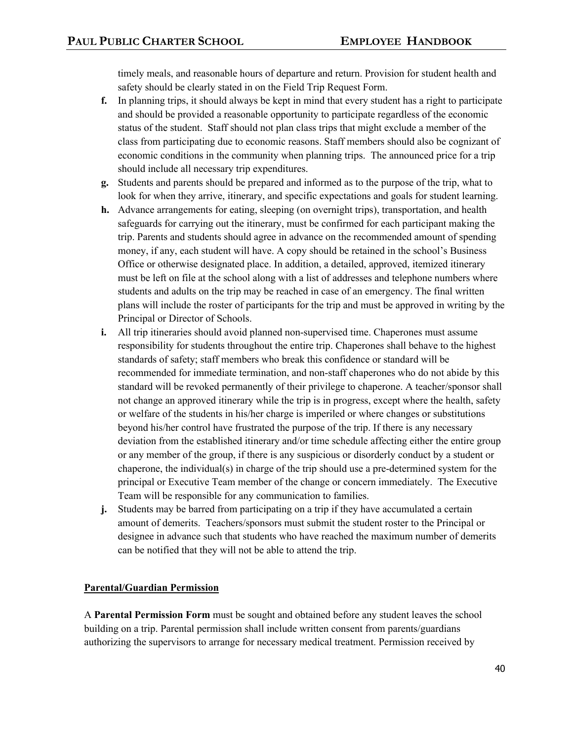timely meals, and reasonable hours of departure and return. Provision for student health and safety should be clearly stated in on the Field Trip Request Form.

**f.** In planning trips, it should always be kept in mind that every student has a right to participate and should be provided a reasonable opportunity to participate regardless of the economic status of the student. Staff should not plan class trips that might exclude a member of the class from participating due to economic reasons. Staff members should also be cognizant of economic conditions in the community when planning trips. The announced price for a trip should include all necessary trip expenditures.

**g.** Students and parents should be prepared and informed as to the purpose of the trip, what to look for when they arrive, itinerary, and specific expectations and goals for student learning.

**h.** Advance arrangements for eating, sleeping (on overnight trips), transportation, and health safeguards for carrying out the itinerary, must be confirmed for each participant making the trip. Parents and students should agree in advance on the recommended amount of spending money, if any, each student will have. A copy should be retained in the school's Business Office or otherwise designated place. In addition, a detailed, approved, itemized itinerary must be left on file at the school along with a list of addresses and telephone numbers where students and adults on the trip may be reached in case of an emergency. The final written plans will include the roster of participants for the trip and must be approved in writing by the Principal or Director of Schools.

**i.** All trip itineraries should avoid planned non-supervised time. Chaperones must assume responsibility for students throughout the entire trip. Chaperones shall behave to the highest standards of safety; staff members who break this confidence or standard will be recommended for immediate termination, and non-staff chaperones who do not abide by this standard will be revoked permanently of their privilege to chaperone. A teacher/sponsor shall not change an approved itinerary while the trip is in progress, except where the health, safety or welfare of the students in his/her charge is imperiled or where changes or substitutions beyond his/her control have frustrated the purpose of the trip. If there is any necessary deviation from the established itinerary and/or time schedule affecting either the entire group or any member of the group, if there is any suspicious or disorderly conduct by a student or chaperone, the individual(s) in charge of the trip should use a pre-determined system for the principal or Executive Team member of the change or concern immediately. The Executive Team will be responsible for any communication to families.

**j.** Students may be barred from participating on a trip if they have accumulated a certain amount of demerits. Teachers/sponsors must submit the student roster to the Principal or designee in advance such that students who have reached the maximum number of demerits can be notified that they will not be able to attend the trip.

**Parental/Guardian Permission**

A **Parental Permission Form** must be sought and obtained before any student leaves the school building on a trip. Parental permission shall include written consent from parents/guardians authorizing the supervisors to arrange for necessary medical treatment. Permission received by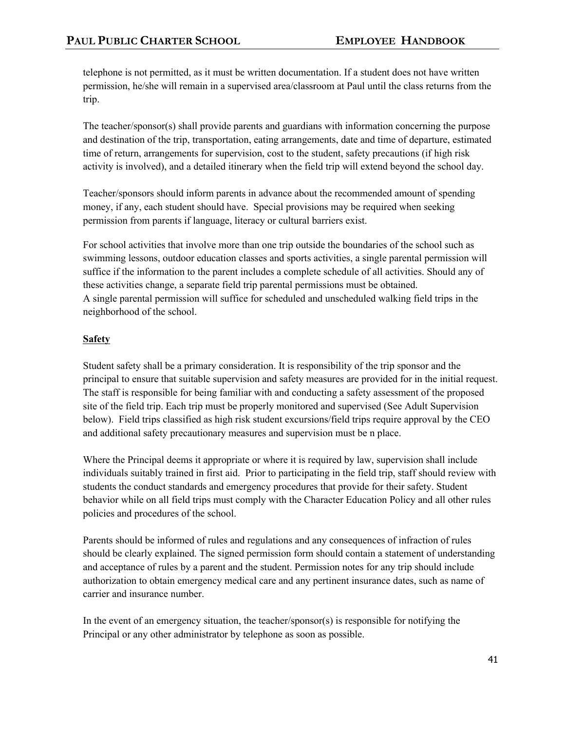telephone is not permitted, as it must be written documentation. If a student does not have written permission, he/she will remain in a supervised area/classroom at Paul until the class returns from the trip.

The teacher/sponsor(s) shall provide parents and guardians with information concerning the purpose and destination of the trip, transportation, eating arrangements, date and time of departure, estimated time of return, arrangements for supervision, cost to the student, safety precautions (if high risk activity is involved), and a detailed itinerary when the field trip will extend beyond the school day.

Teacher/sponsors should inform parents in advance about the recommended amount of spending money, if any, each student should have. Special provisions may be required when seeking permission from parents if language, literacy or cultural barriers exist.

For school activities that involve more than one trip outside the boundaries of the school such as swimming lessons, outdoor education classes and sports activities, a single parental permission will suffice if the information to the parent includes a complete schedule of all activities. Should any of these activities change, a separate field trip parental permissions must be obtained.
A single parental permission will suffice for scheduled and unscheduled walking field trips in the neighborhood of the school.

**Safety**

Student safety shall be a primary consideration. It is responsibility of the trip sponsor and the principal to ensure that suitable supervision and safety measures are provided for in the initial request. The staff is responsible for being familiar with and conducting a safety assessment of the proposed site of the field trip. Each trip must be properly monitored and supervised (See Adult Supervision below). Field trips classified as high risk student excursions/field trips require approval by the CEO and additional safety precautionary measures and supervision must be n place.

Where the Principal deems it appropriate or where it is required by law, supervision shall include individuals suitably trained in first aid. Prior to participating in the field trip, staff should review with students the conduct standards and emergency procedures that provide for their safety. Student behavior while on all field trips must comply with the Character Education Policy and all other rules policies and procedures of the school.

Parents should be informed of rules and regulations and any consequences of infraction of rules should be clearly explained. The signed permission form should contain a statement of understanding and acceptance of rules by a parent and the student. Permission notes for any trip should include authorization to obtain emergency medical care and any pertinent insurance dates, such as name of carrier and insurance number.

In the event of an emergency situation, the teacher/sponsor(s) is responsible for notifying the Principal or any other administrator by telephone as soon as possible.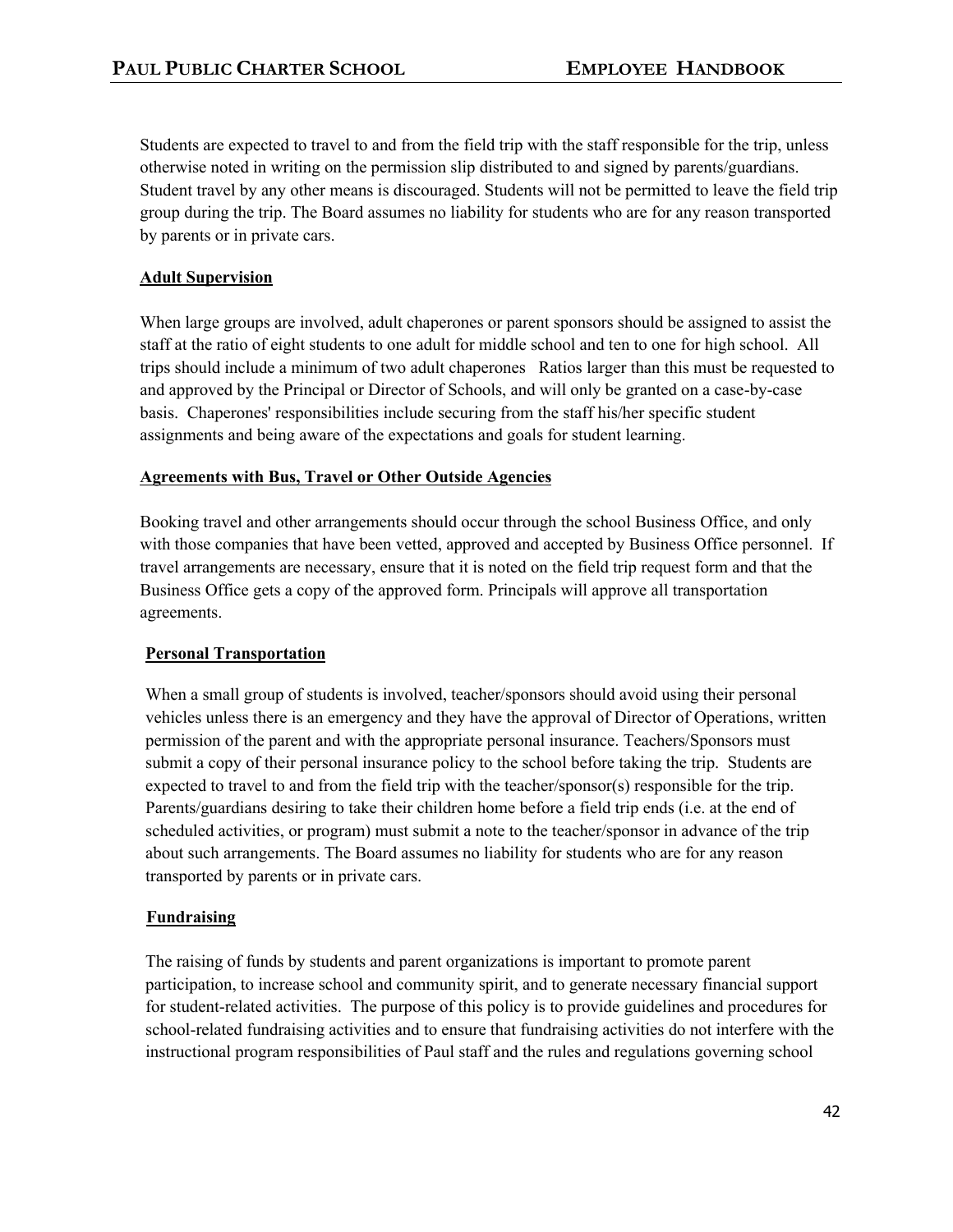Students are expected to travel to and from the field trip with the staff responsible for the trip, unless otherwise noted in writing on the permission slip distributed to and signed by parents/guardians. Student travel by any other means is discouraged. Students will not be permitted to leave the field trip group during the trip. The Board assumes no liability for students who are for any reason transported by parents or in private cars.

**Adult Supervision**

When large groups are involved, adult chaperones or parent sponsors should be assigned to assist the staff at the ratio of eight students to one adult for middle school and ten to one for high school. All trips should include a minimum of two adult chaperones Ratios larger than this must be requested to and approved by the Principal or Director of Schools, and will only be granted on a case-by-case basis. Chaperones' responsibilities include securing from the staff his/her specific student assignments and being aware of the expectations and goals for student learning.

**Agreements with Bus, Travel or Other Outside Agencies**

Booking travel and other arrangements should occur through the school Business Office, and only with those companies that have been vetted, approved and accepted by Business Office personnel. If travel arrangements are necessary, ensure that it is noted on the field trip request form and that the Business Office gets a copy of the approved form. Principals will approve all transportation agreements.

**Personal Transportation**

When a small group of students is involved, teacher/sponsors should avoid using their personal vehicles unless there is an emergency and they have the approval of Director of Operations, written permission of the parent and with the appropriate personal insurance. Teachers/Sponsors must submit a copy of their personal insurance policy to the school before taking the trip. Students are expected to travel to and from the field trip with the teacher/sponsor(s) responsible for the trip. Parents/guardians desiring to take their children home before a field trip ends (i.e. at the end of scheduled activities, or program) must submit a note to the teacher/sponsor in advance of the trip about such arrangements. The Board assumes no liability for students who are for any reason transported by parents or in private cars.

**Fundraising**

The raising of funds by students and parent organizations is important to promote parent participation, to increase school and community spirit, and to generate necessary financial support for student-related activities. The purpose of this policy is to provide guidelines and procedures for school-related fundraising activities and to ensure that fundraising activities do not interfere with the instructional program responsibilities of Paul staff and the rules and regulations governing school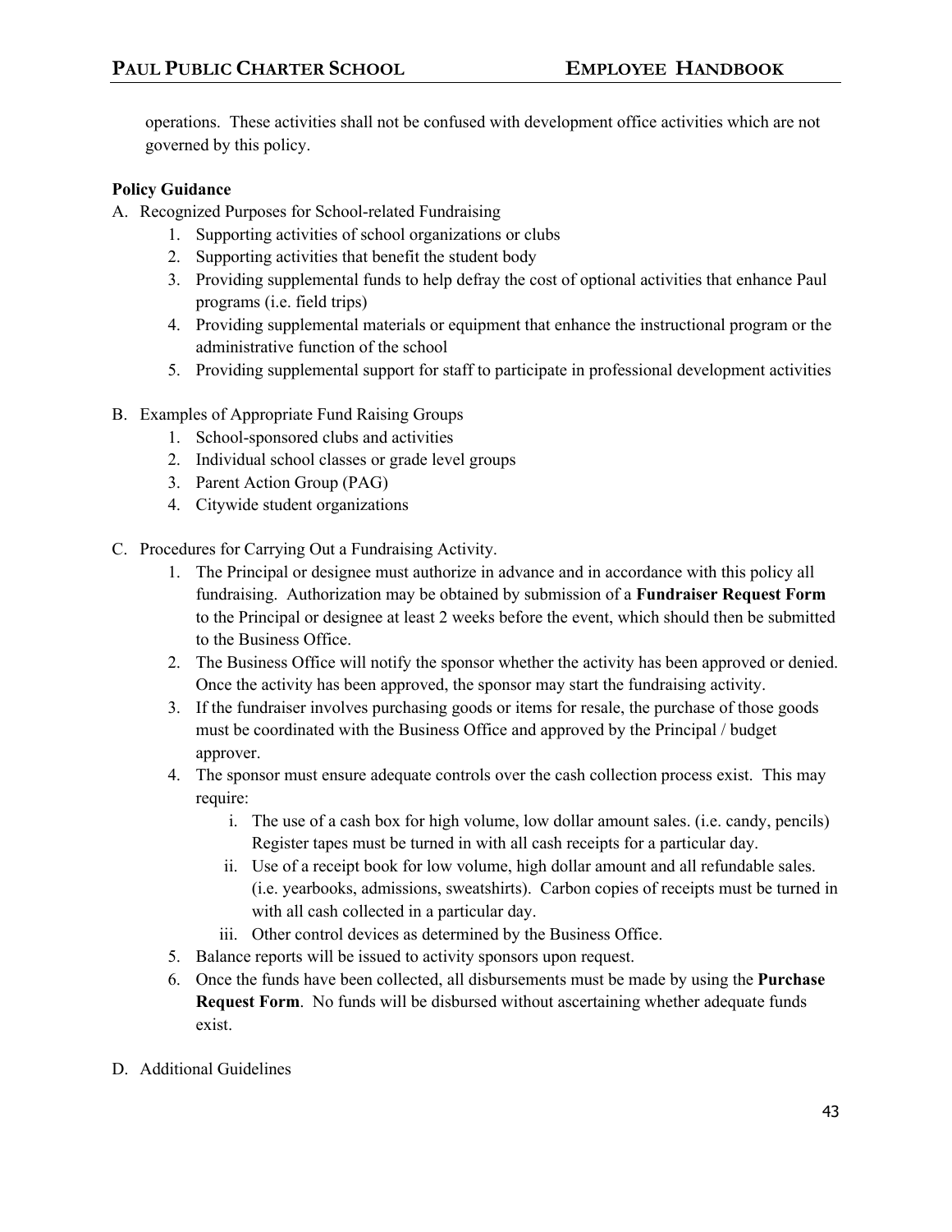operations. These activities shall not be confused with development office activities which are not governed by this policy.

**Policy Guidance**

A. Recognized Purposes for School-related Fundraising
   1. Supporting activities of school organizations or clubs
   2. Supporting activities that benefit the student body
   3. Providing supplemental funds to help defray the cost of optional activities that enhance Paul programs (i.e. field trips)
   4. Providing supplemental materials or equipment that enhance the instructional program or the administrative function of the school
   5. Providing supplemental support for staff to participate in professional development activities

B. Examples of Appropriate Fund Raising Groups
   1. School-sponsored clubs and activities
   2. Individual school classes or grade level groups
   3. Parent Action Group (PAG)
   4. Citywide student organizations

C. Procedures for Carrying Out a Fundraising Activity.
   1. The Principal or designee must authorize in advance and in accordance with this policy all fundraising. Authorization may be obtained by submission of a **Fundraiser Request Form** to the Principal or designee at least 2 weeks before the event, which should then be submitted to the Business Office.
   2. The Business Office will notify the sponsor whether the activity has been approved or denied. Once the activity has been approved, the sponsor may start the fundraising activity.
   3. If the fundraiser involves purchasing goods or items for resale, the purchase of those goods must be coordinated with the Business Office and approved by the Principal / budget approver.
   4. The sponsor must ensure adequate controls over the cash collection process exist. This may require:
      i. The use of a cash box for high volume, low dollar amount sales. (i.e. candy, pencils) Register tapes must be turned in with all cash receipts for a particular day.
      ii. Use of a receipt book for low volume, high dollar amount and all refundable sales. (i.e. yearbooks, admissions, sweatshirts). Carbon copies of receipts must be turned in with all cash collected in a particular day.
      iii. Other control devices as determined by the Business Office.
   5. Balance reports will be issued to activity sponsors upon request.
   6. Once the funds have been collected, all disbursements must be made by using the **Purchase Request Form**. No funds will be disbursed without ascertaining whether adequate funds exist.

D. Additional Guidelines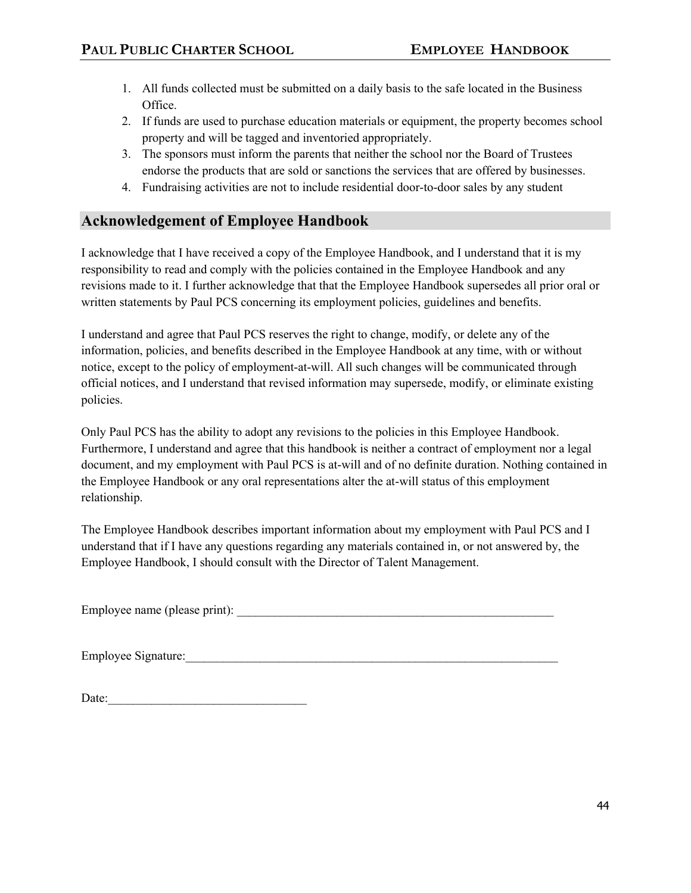1. All funds collected must be submitted on a daily basis to the safe located in the Business Office.
2. If funds are used to purchase education materials or equipment, the property becomes school property and will be tagged and inventoried appropriately.
3. The sponsors must inform the parents that neither the school nor the Board of Trustees endorse the products that are sold or sanctions the services that are offered by businesses.
4. Fundraising activities are not to include residential door-to-door sales by any student

## Acknowledgement of Employee Handbook

I acknowledge that I have received a copy of the Employee Handbook, and I understand that it is my responsibility to read and comply with the policies contained in the Employee Handbook and any revisions made to it. I further acknowledge that that the Employee Handbook supersedes all prior oral or written statements by Paul PCS concerning its employment policies, guidelines and benefits.

I understand and agree that Paul PCS reserves the right to change, modify, or delete any of the information, policies, and benefits described in the Employee Handbook at any time, with or without notice, except to the policy of employment-at-will. All such changes will be communicated through official notices, and I understand that revised information may supersede, modify, or eliminate existing policies.

Only Paul PCS has the ability to adopt any revisions to the policies in this Employee Handbook. Furthermore, I understand and agree that this handbook is neither a contract of employment nor a legal document, and my employment with Paul PCS is at-will and of no definite duration. Nothing contained in the Employee Handbook or any oral representations alter the at-will status of this employment relationship.

The Employee Handbook describes important information about my employment with Paul PCS and I understand that if I have any questions regarding any materials contained in, or not answered by, the Employee Handbook, I should consult with the Director of Talent Management.

Employee name (please print): _______________________________________________________

Employee Signature:_________________________________________________________________

Date:________________________________